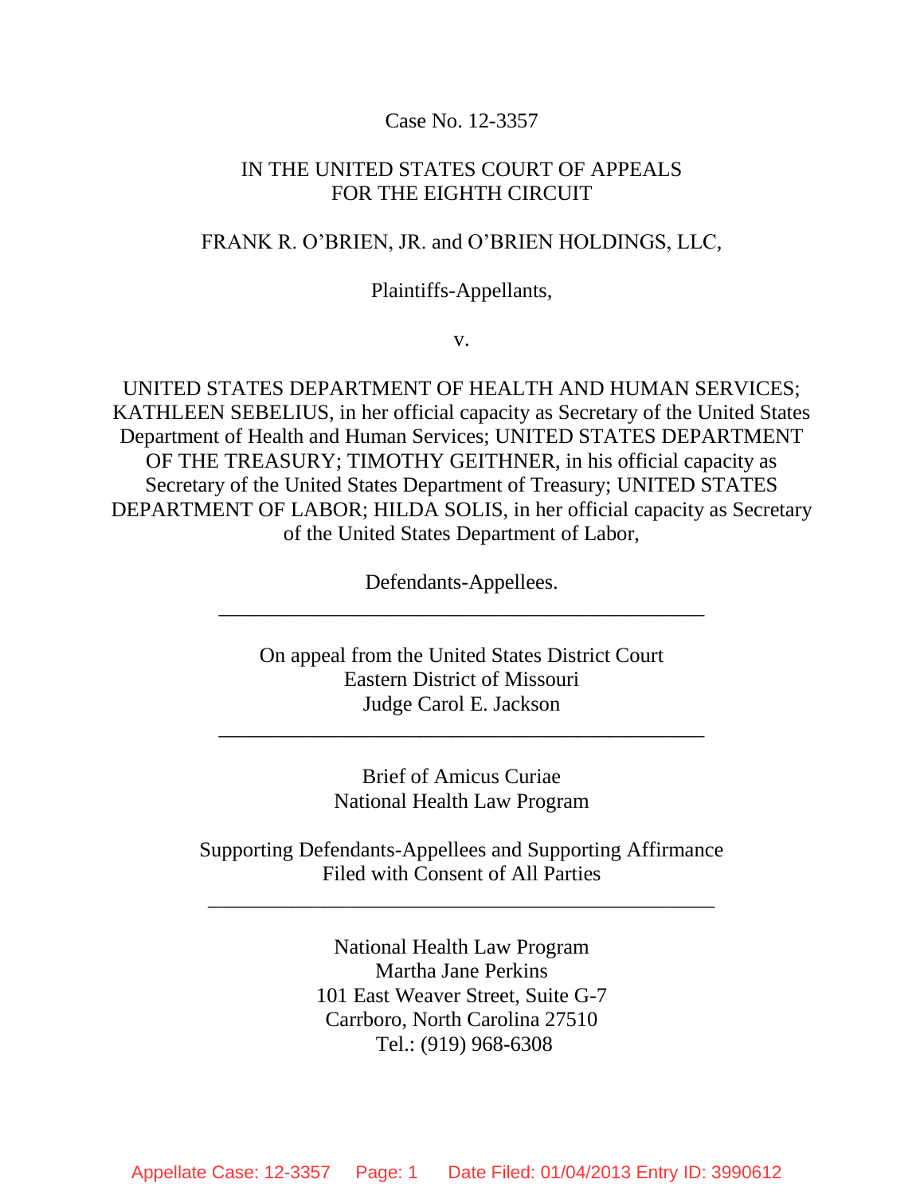Case No. 12-3357

IN THE UNITED STATES COURT OF APPEALS
FOR THE EIGHTH CIRCUIT

FRANK R. O'BRIEN, JR. and O'BRIEN HOLDINGS, LLC,

Plaintiffs-Appellants,

v.

UNITED STATES DEPARTMENT OF HEALTH AND HUMAN SERVICES; KATHLEEN SEBELIUS, in her official capacity as Secretary of the United States Department of Health and Human Services; UNITED STATES DEPARTMENT OF THE TREASURY; TIMOTHY GEITHNER, in his official capacity as Secretary of the United States Department of Treasury; UNITED STATES DEPARTMENT OF LABOR; HILDA SOLIS, in her official capacity as Secretary of the United States Department of Labor,

Defendants-Appellees.

---

On appeal from the United States District Court
Eastern District of Missouri
Judge Carol E. Jackson

---

Brief of Amicus Curiae
National Health Law Program

Supporting Defendants-Appellees and Supporting Affirmance
Filed with Consent of All Parties

---

National Health Law Program
Martha Jane Perkins
101 East Weaver Street, Suite G-7
Carrboro, North Carolina 27510
Tel.: (919) 968-6308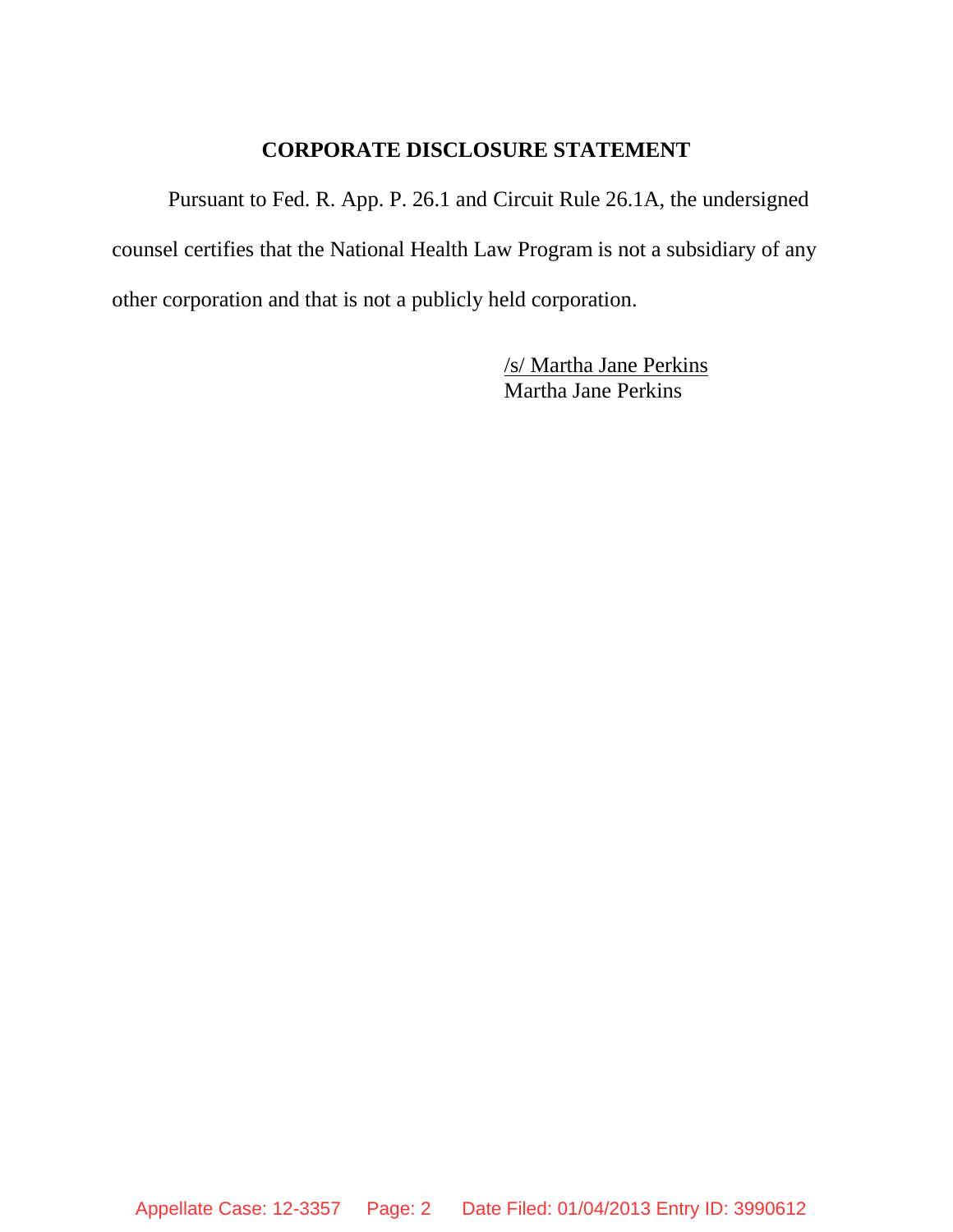## CORPORATE DISCLOSURE STATEMENT

Pursuant to Fed. R. App. P. 26.1 and Circuit Rule 26.1A, the undersigned counsel certifies that the National Health Law Program is not a subsidiary of any other corporation and that is not a publicly held corporation.

/s/ Martha Jane Perkins
Martha Jane Perkins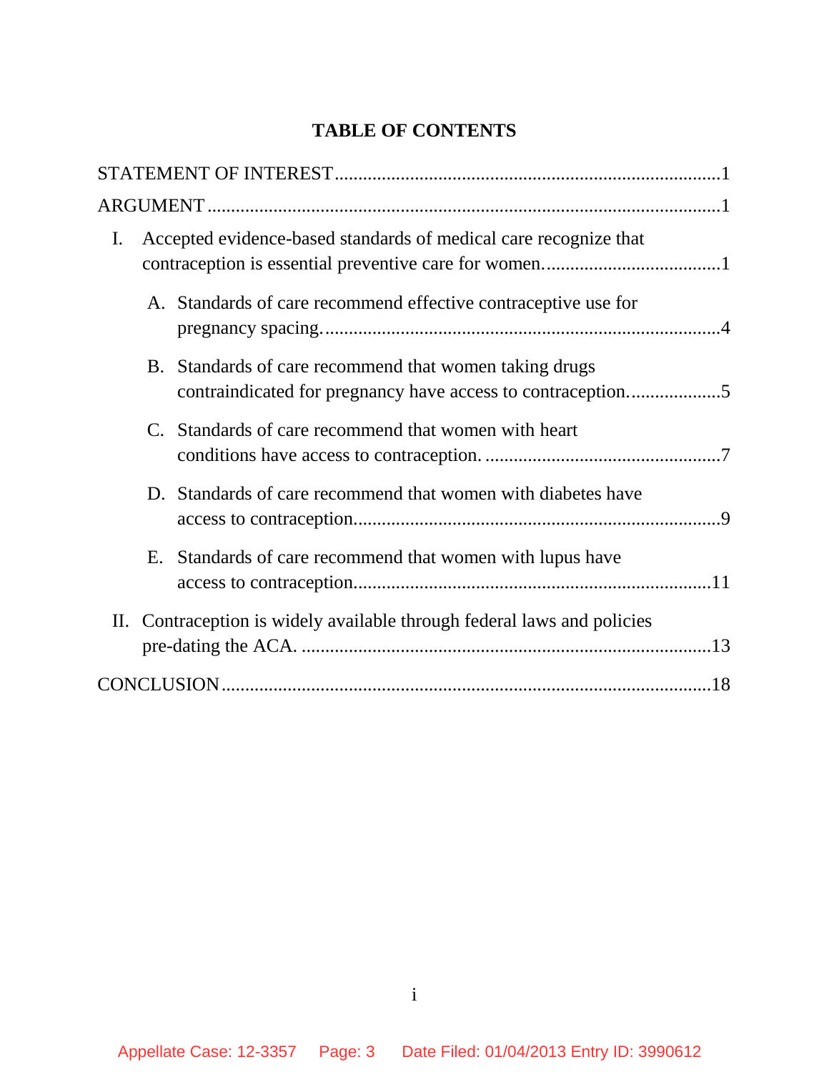# TABLE OF CONTENTS

STATEMENT OF INTEREST ........................................................................................ 1

ARGUMENT ............................................................................................................. 1

I. Accepted evidence-based standards of medical care recognize that contraception is essential preventive care for women. .................................... 1

   A. Standards of care recommend effective contraceptive use for pregnancy spacing. .................................................................................. 4

   B. Standards of care recommend that women taking drugs contraindicated for pregnancy have access to contraception. .................. 5

   C. Standards of care recommend that women with heart conditions have access to contraception. ................................................. 7

   D. Standards of care recommend that women with diabetes have access to contraception. ........................................................................... 9

   E. Standards of care recommend that women with lupus have access to contraception. ......................................................................... 11

II. Contraception is widely available through federal laws and policies pre-dating the ACA. ...................................................................................... 13

CONCLUSION ...................................................................................................... 18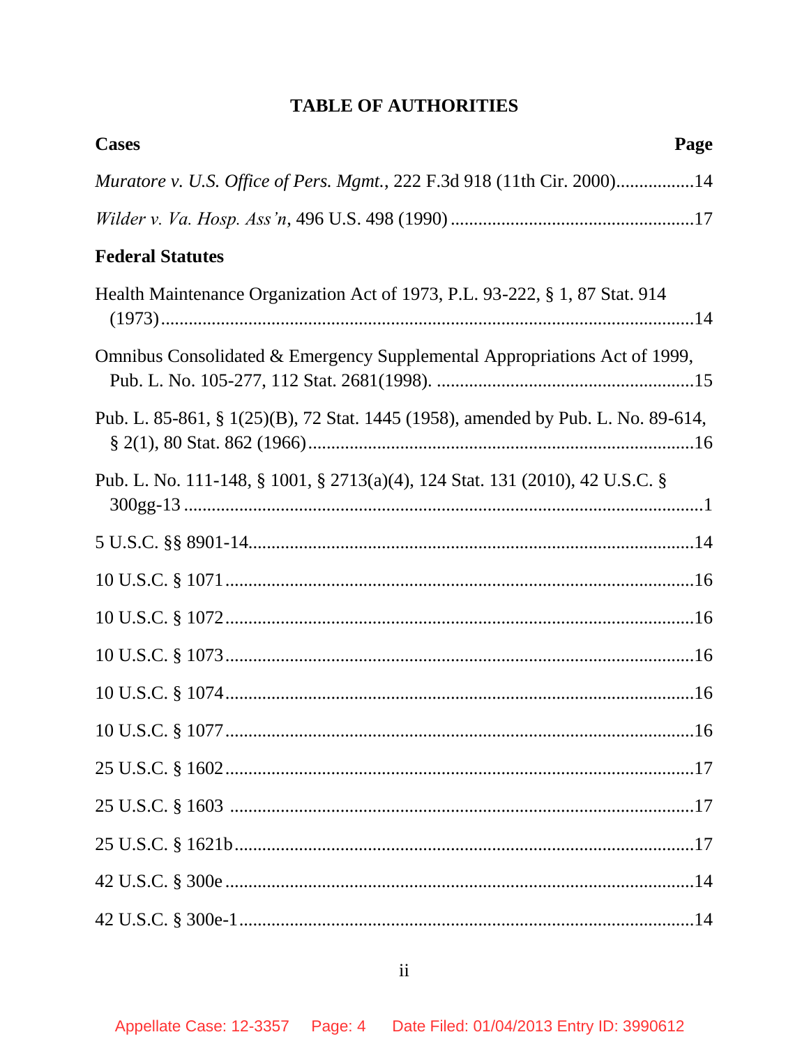# TABLE OF AUTHORITIES

**Cases** **Page**

*Muratore v. U.S. Office of Pers. Mgmt.*, 222 F.3d 918 (11th Cir. 2000)................14

*Wilder v. Va. Hosp. Ass'n*, 496 U.S. 498 (1990) ....................................................17

**Federal Statutes**

Health Maintenance Organization Act of 1973, P.L. 93-222, § 1, 87 Stat. 914 (1973)..................................................................................................14

Omnibus Consolidated & Emergency Supplemental Appropriations Act of 1999, Pub. L. No. 105-277, 112 Stat. 2681(1998). .......................................................15

Pub. L. 85-861, § 1(25)(B), 72 Stat. 1445 (1958), amended by Pub. L. No. 89-614, § 2(1), 80 Stat. 862 (1966)...................................................................................16

Pub. L. No. 111-148, § 1001, § 2713(a)(4), 124 Stat. 131 (2010), 42 U.S.C. § 300gg-13 ................................................................................................................1

5 U.S.C. §§ 8901-14.................................................................................................14

10 U.S.C. § 1071 .....................................................................................................16

10 U.S.C. § 1072 .....................................................................................................16

10 U.S.C. § 1073 .....................................................................................................16

10 U.S.C. § 1074 .....................................................................................................16

10 U.S.C. § 1077 .....................................................................................................16

25 U.S.C. § 1602 .....................................................................................................17

25 U.S.C. § 1603 .....................................................................................................17

25 U.S.C. § 1621b ...................................................................................................17

42 U.S.C. § 300e .....................................................................................................14

42 U.S.C. § 300e-1 ..................................................................................................14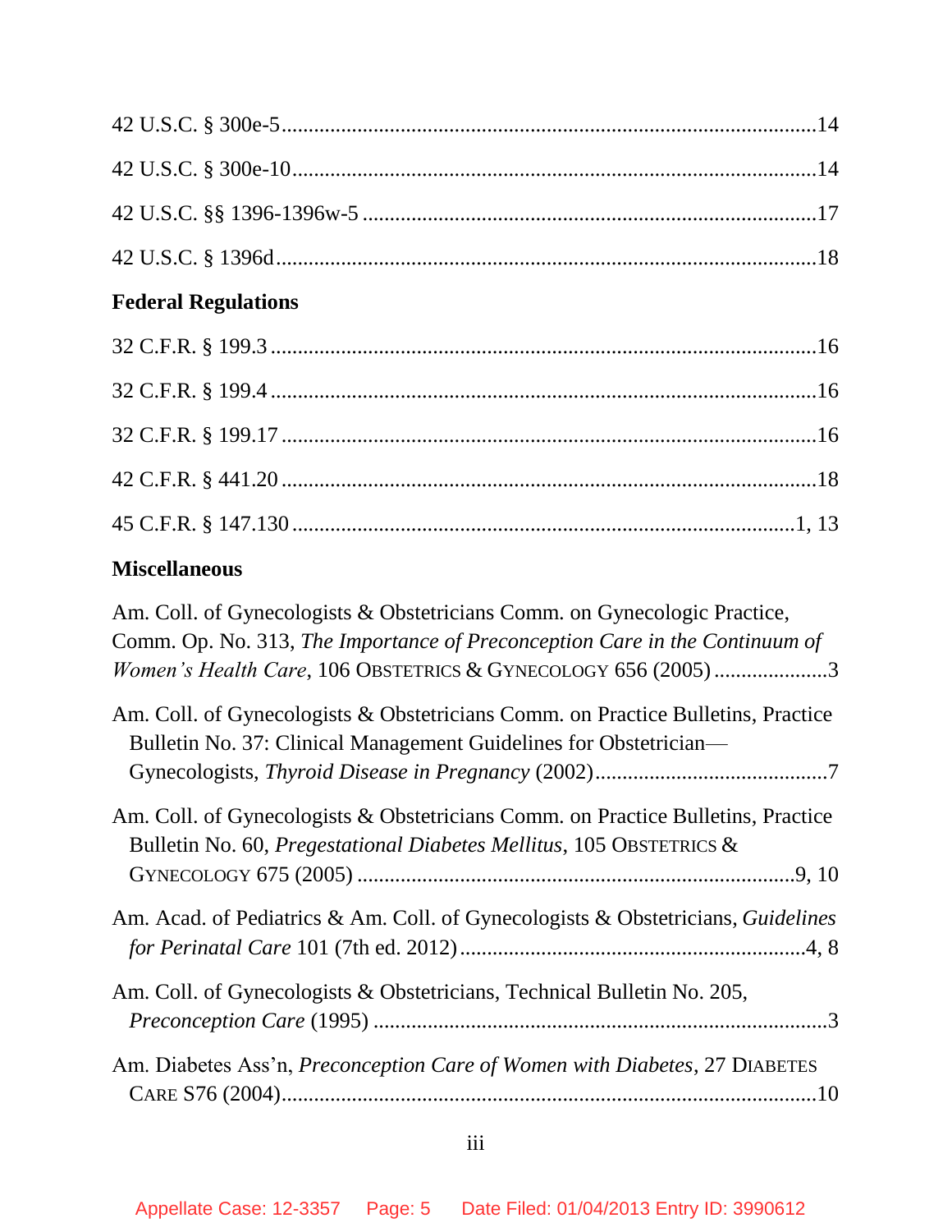42 U.S.C. § 300e-5 .................................................................................. 14

42 U.S.C. § 300e-10 ................................................................................ 14

42 U.S.C. §§ 1396-1396w-5 ..................................................................... 17

42 U.S.C. § 1396d .................................................................................... 18

**Federal Regulations**

32 C.F.R. § 199.3 ..................................................................................... 16

32 C.F.R. § 199.4 ..................................................................................... 16

32 C.F.R. § 199.17 ................................................................................... 16

42 C.F.R. § 441.20 ................................................................................... 18

45 C.F.R. § 147.130 .............................................................................. 1, 13

**Miscellaneous**

Am. Coll. of Gynecologists & Obstetricians Comm. on Gynecologic Practice, Comm. Op. No. 313, *The Importance of Preconception Care in the Continuum of Women's Health Care*, 106 OBSTETRICS & GYNECOLOGY 656 (2005) ..................... 3

Am. Coll. of Gynecologists & Obstetricians Comm. on Practice Bulletins, Practice Bulletin No. 37: Clinical Management Guidelines for Obstetrician—Gynecologists, *Thyroid Disease in Pregnancy* (2002) .......................................... 7

Am. Coll. of Gynecologists & Obstetricians Comm. on Practice Bulletins, Practice Bulletin No. 60, *Pregestational Diabetes Mellitus*, 105 OBSTETRICS & GYNECOLOGY 675 (2005) ............................................................................... 9, 10

Am. Acad. of Pediatrics & Am. Coll. of Gynecologists & Obstetricians, *Guidelines for Perinatal Care* 101 (7th ed. 2012) ............................................................... 4, 8

Am. Coll. of Gynecologists & Obstetricians, Technical Bulletin No. 205, *Preconception Care* (1995) .................................................................................. 3

Am. Diabetes Ass'n, *Preconception Care of Women with Diabetes*, 27 DIABETES CARE S76 (2004) ................................................................................................ 10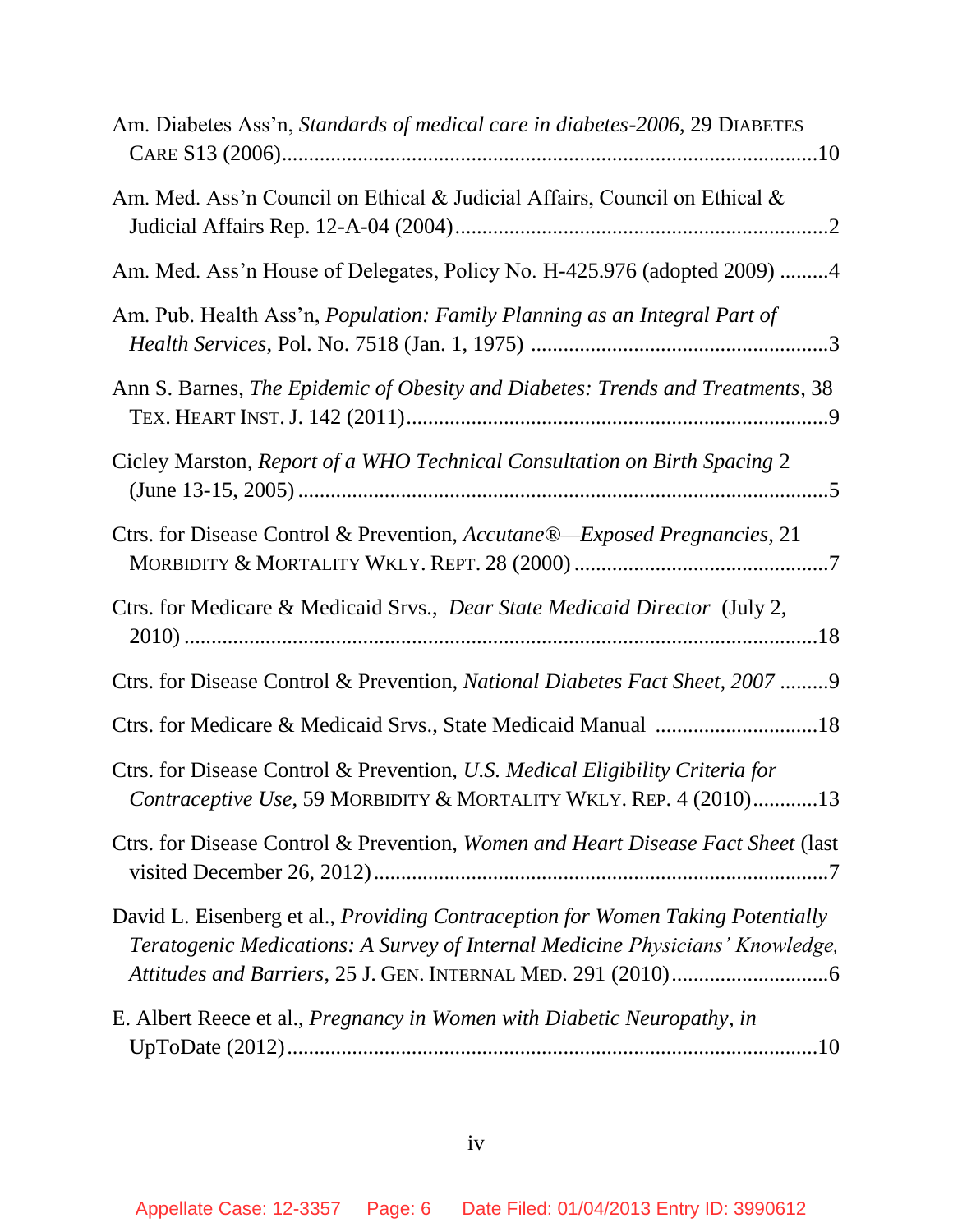Am. Diabetes Ass'n, *Standards of medical care in diabetes-2006*, 29 DIABETES CARE S13 (2006)....................................................................................................10

Am. Med. Ass'n Council on Ethical & Judicial Affairs, Council on Ethical & Judicial Affairs Rep. 12-A-04 (2004)....................................................................2

Am. Med. Ass'n House of Delegates, Policy No. H-425.976 (adopted 2009) .........4

Am. Pub. Health Ass'n, *Population: Family Planning as an Integral Part of Health Services*, Pol. No. 7518 (Jan. 1, 1975) ......................................................3

Ann S. Barnes, *The Epidemic of Obesity and Diabetes: Trends and Treatments*, 38 TEX. HEART INST. J. 142 (2011).............................................................................9

Cicley Marston, *Report of a WHO Technical Consultation on Birth Spacing* 2 (June 13-15, 2005) .................................................................................................5

Ctrs. for Disease Control & Prevention, *Accutane®—Exposed Pregnancies*, 21 MORBIDITY & MORTALITY WKLY. REPT. 28 (2000) ...............................................7

Ctrs. for Medicare & Medicaid Srvs., *Dear State Medicaid Director* (July 2, 2010) .....................................................................................................................18

Ctrs. for Disease Control & Prevention, *National Diabetes Fact Sheet, 2007* .........9

Ctrs. for Medicare & Medicaid Srvs., State Medicaid Manual ..............................18

Ctrs. for Disease Control & Prevention, *U.S. Medical Eligibility Criteria for Contraceptive Use*, 59 MORBIDITY & MORTALITY WKLY. REP. 4 (2010)............13

Ctrs. for Disease Control & Prevention, *Women and Heart Disease Fact Sheet* (last visited December 26, 2012)..................................................................................7

David L. Eisenberg et al., *Providing Contraception for Women Taking Potentially Teratogenic Medications: A Survey of Internal Medicine Physicians' Knowledge, Attitudes and Barriers*, 25 J. GEN. INTERNAL MED. 291 (2010).............................6

E. Albert Reece et al., *Pregnancy in Women with Diabetic Neuropathy*, *in* UpToDate (2012).................................................................................................10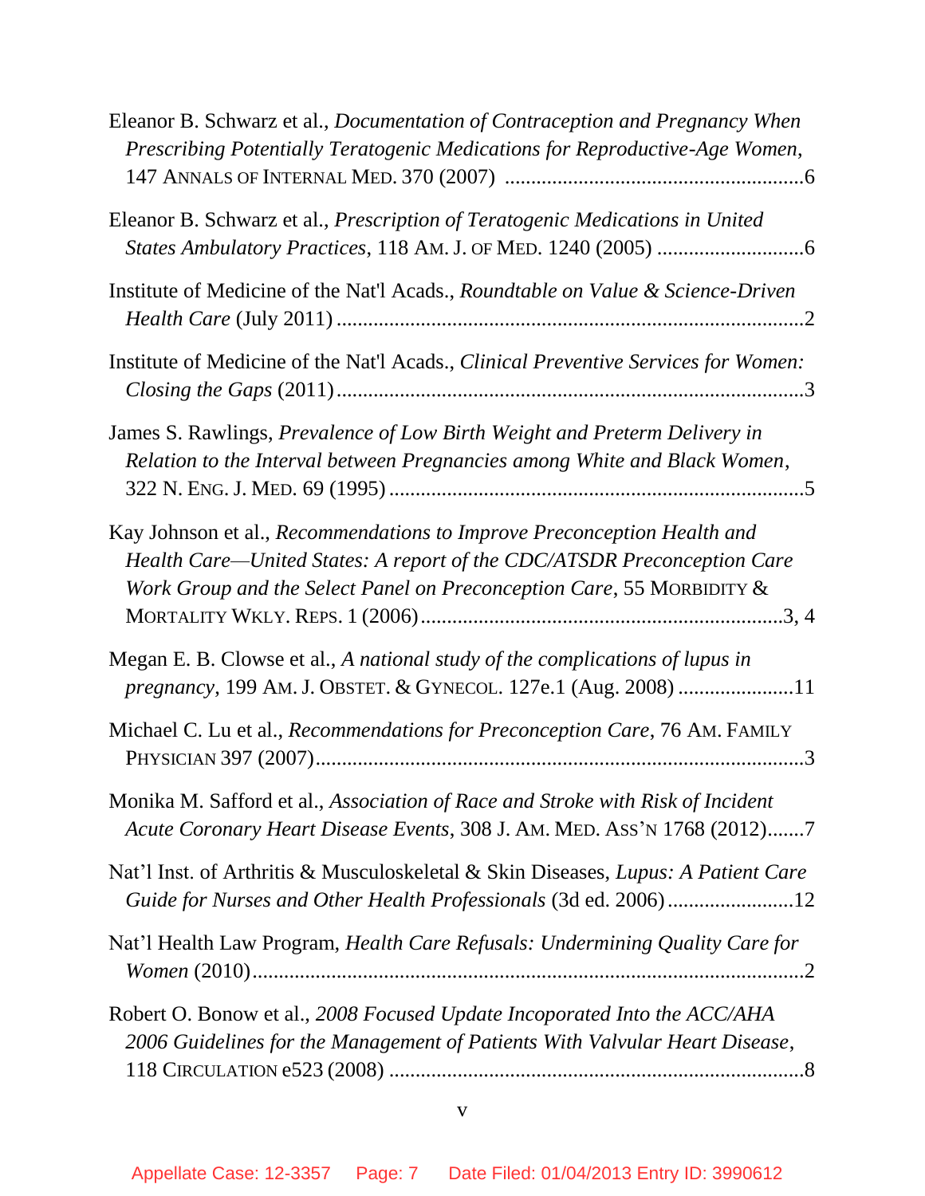Eleanor B. Schwarz et al., *Documentation of Contraception and Pregnancy When Prescribing Potentially Teratogenic Medications for Reproductive-Age Women*, 147 ANNALS OF INTERNAL MED. 370 (2007) ........................................................6

Eleanor B. Schwarz et al., *Prescription of Teratogenic Medications in United States Ambulatory Practices*, 118 AM. J. OF MED. 1240 (2005) ...........................6

Institute of Medicine of the Nat'l Acads., *Roundtable on Value & Science-Driven Health Care* (July 2011) ........................................................................................2

Institute of Medicine of the Nat'l Acads., *Clinical Preventive Services for Women: Closing the Gaps* (2011) ......................................................................................3

James S. Rawlings, *Prevalence of Low Birth Weight and Preterm Delivery in Relation to the Interval between Pregnancies among White and Black Women*, 322 N. ENG. J. MED. 69 (1995) ..............................................................................5

Kay Johnson et al., *Recommendations to Improve Preconception Health and Health Care—United States: A report of the CDC/ATSDR Preconception Care Work Group and the Select Panel on Preconception Care*, 55 MORBIDITY & MORTALITY WKLY. REPS. 1 (2006) ....................................................................3, 4

Megan E. B. Clowse et al., *A national study of the complications of lupus in pregnancy*, 199 AM. J. OBSTET. & GYNECOL. 127e.1 (Aug. 2008) ......................11

Michael C. Lu et al., *Recommendations for Preconception Care*, 76 AM. FAMILY PHYSICIAN 397 (2007)..........................................................................................3

Monika M. Safford et al., *Association of Race and Stroke with Risk of Incident Acute Coronary Heart Disease Events*, 308 J. AM. MED. ASS'N 1768 (2012).......7

Nat'l Inst. of Arthritis & Musculoskeletal & Skin Diseases, *Lupus: A Patient Care Guide for Nurses and Other Health Professionals* (3d ed. 2006) ........................12

Nat'l Health Law Program, *Health Care Refusals: Undermining Quality Care for Women* (2010).......................................................................................................2

Robert O. Bonow et al., *2008 Focused Update Incoporated Into the ACC/AHA 2006 Guidelines for the Management of Patients With Valvular Heart Disease*, 118 CIRCULATION e523 (2008) .............................................................................8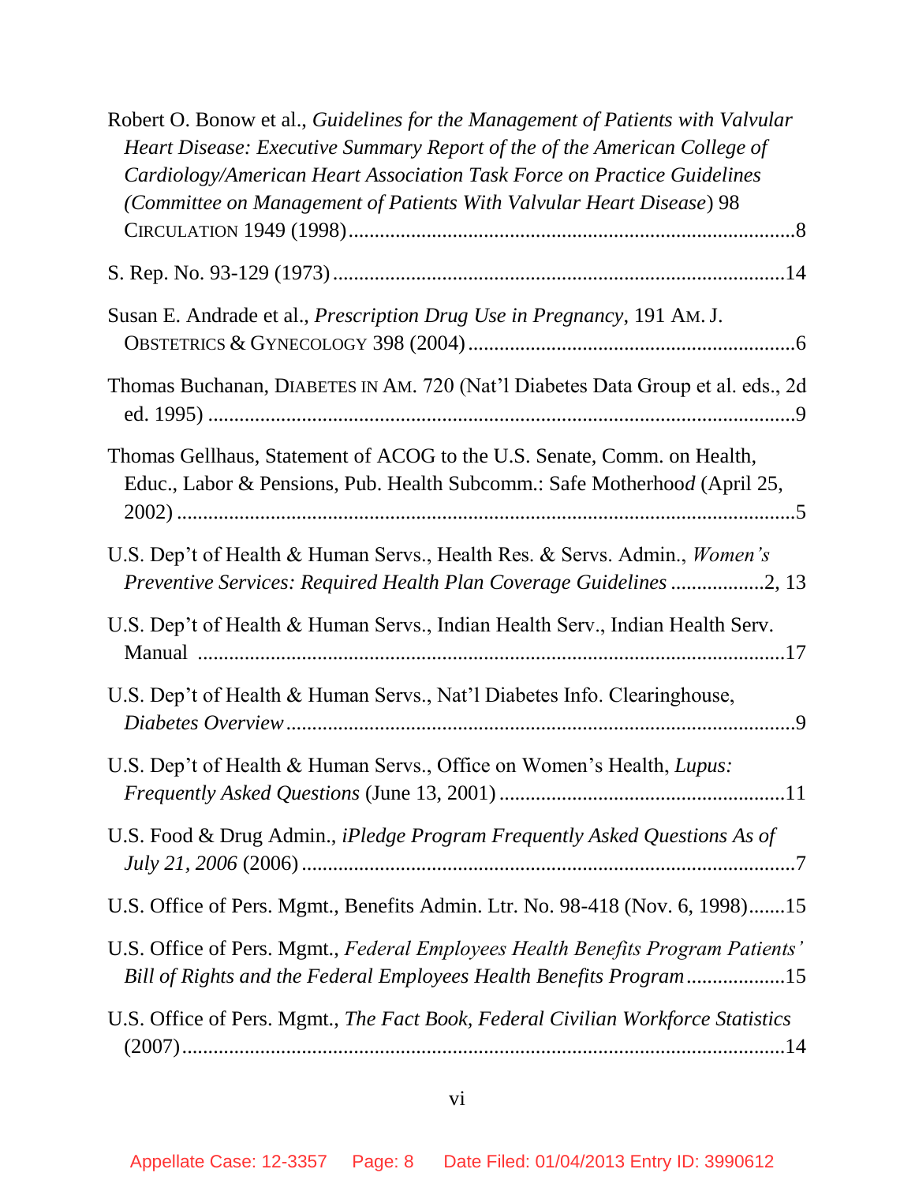Robert O. Bonow et al., *Guidelines for the Management of Patients with Valvular Heart Disease: Executive Summary Report of the of the American College of Cardiology/American Heart Association Task Force on Practice Guidelines (Committee on Management of Patients With Valvular Heart Disease)* 98 CIRCULATION 1949 (1998) ....................................................................................8

S. Rep. No. 93-129 (1973) .....................................................................................14

Susan E. Andrade et al., *Prescription Drug Use in Pregnancy*, 191 AM. J. OBSTETRICS & GYNECOLOGY 398 (2004) ..............................................................6

Thomas Buchanan, DIABETES IN AM. 720 (Nat'l Diabetes Data Group et al. eds., 2d ed. 1995) .................................................................................................9

Thomas Gellhaus, Statement of ACOG to the U.S. Senate, Comm. on Health, Educ., Labor & Pensions, Pub. Health Subcomm.: Safe Motherhood (April 25, 2002) .......................................................................................................5

U.S. Dep't of Health & Human Servs., Health Res. & Servs. Admin., *Women's Preventive Services: Required Health Plan Coverage Guidelines* ..................2, 13

U.S. Dep't of Health & Human Servs., Indian Health Serv., Indian Health Serv. Manual .................................................................................................17

U.S. Dep't of Health & Human Servs., Nat'l Diabetes Info. Clearinghouse, *Diabetes Overview* .................................................................................................9

U.S. Dep't of Health & Human Servs., Office on Women's Health, *Lupus: Frequently Asked Questions* (June 13, 2001) .......................................................11

U.S. Food & Drug Admin., *iPledge Program Frequently Asked Questions As of July 21, 2006* (2006) .............................................................................................7

U.S. Office of Pers. Mgmt., Benefits Admin. Ltr. No. 98-418 (Nov. 6, 1998).......15

U.S. Office of Pers. Mgmt., *Federal Employees Health Benefits Program Patients' Bill of Rights and the Federal Employees Health Benefits Program* ..................15

U.S. Office of Pers. Mgmt., *The Fact Book, Federal Civilian Workforce Statistics* (2007)...................................................................................................14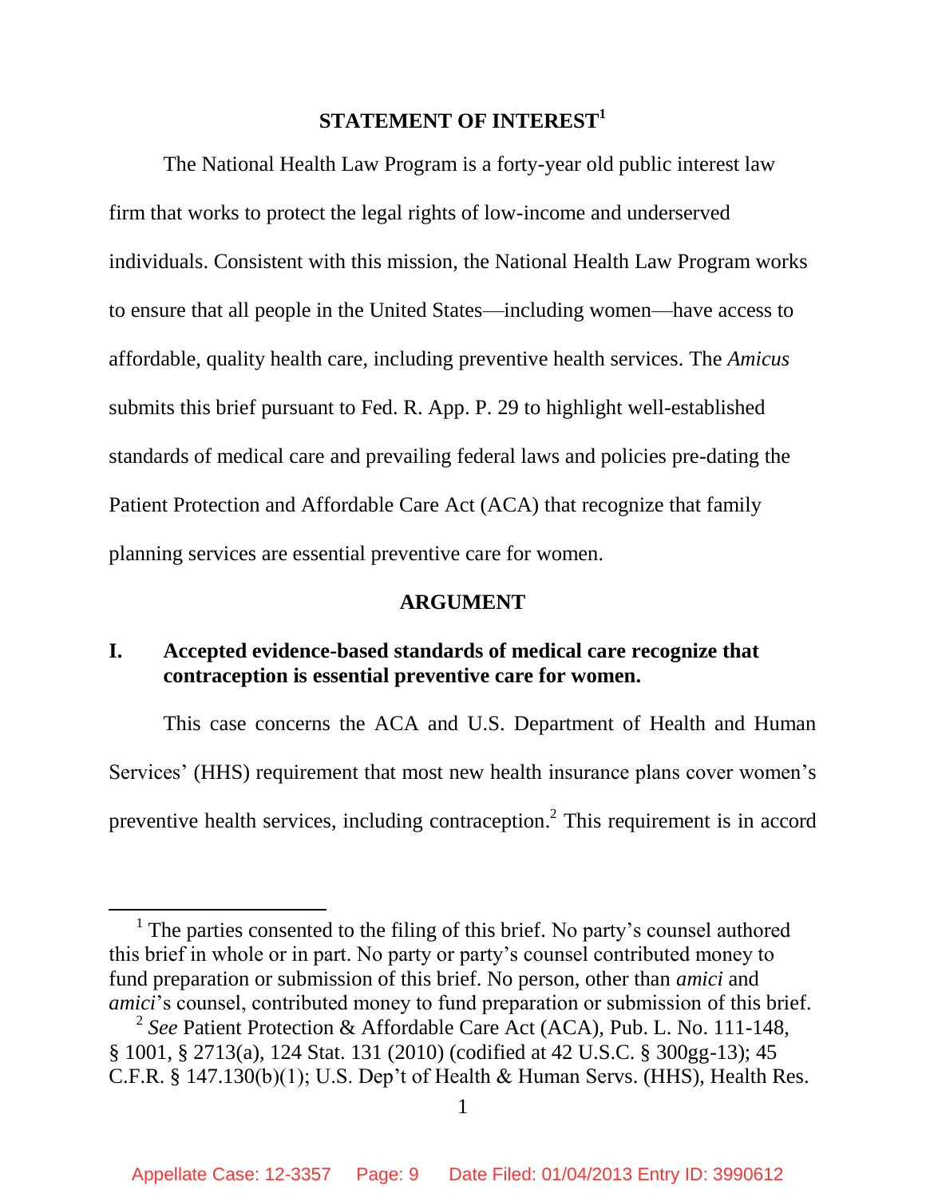## STATEMENT OF INTEREST[1]

The National Health Law Program is a forty-year old public interest law firm that works to protect the legal rights of low-income and underserved individuals. Consistent with this mission, the National Health Law Program works to ensure that all people in the United States—including women—have access to affordable, quality health care, including preventive health services. The *Amicus* submits this brief pursuant to Fed. R. App. P. 29 to highlight well-established standards of medical care and prevailing federal laws and policies pre-dating the Patient Protection and Affordable Care Act (ACA) that recognize that family planning services are essential preventive care for women.

## ARGUMENT

### I. Accepted evidence-based standards of medical care recognize that contraception is essential preventive care for women.

This case concerns the ACA and U.S. Department of Health and Human Services' (HHS) requirement that most new health insurance plans cover women's preventive health services, including contraception.[2] This requirement is in accord

---

[1] The parties consented to the filing of this brief. No party's counsel authored this brief in whole or in part. No party or party's counsel contributed money to fund preparation or submission of this brief. No person, other than *amici* and *amici*'s counsel, contributed money to fund preparation or submission of this brief.

[2] *See* Patient Protection & Affordable Care Act (ACA), Pub. L. No. 111-148, § 1001, § 2713(a), 124 Stat. 131 (2010) (codified at 42 U.S.C. § 300gg-13); 45 C.F.R. § 147.130(b)(1); U.S. Dep't of Health & Human Servs. (HHS), Health Res.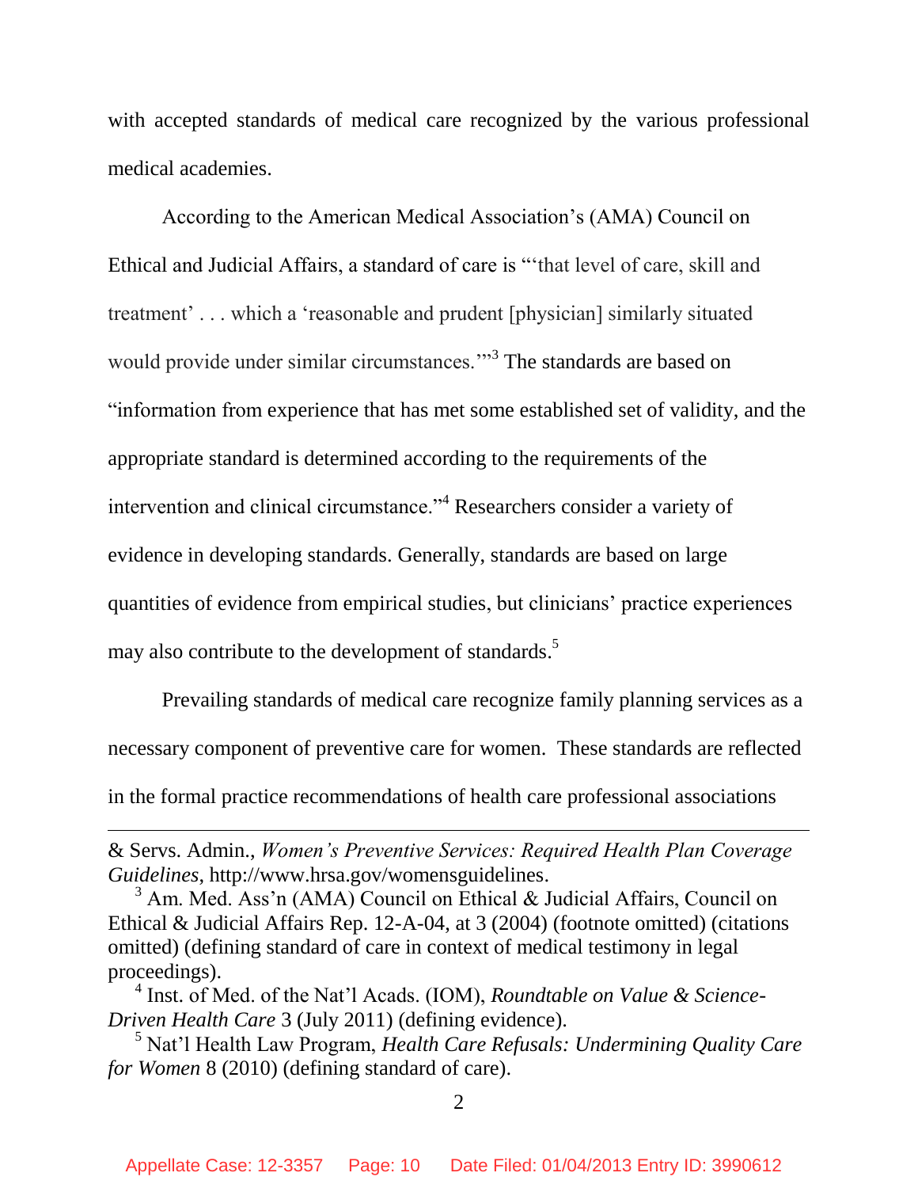with accepted standards of medical care recognized by the various professional medical academies.

According to the American Medical Association's (AMA) Council on Ethical and Judicial Affairs, a standard of care is "'that level of care, skill and treatment' . . . which a 'reasonable and prudent [physician] similarly situated would provide under similar circumstances.'"[3] The standards are based on "information from experience that has met some established set of validity, and the appropriate standard is determined according to the requirements of the intervention and clinical circumstance."[4] Researchers consider a variety of evidence in developing standards. Generally, standards are based on large quantities of evidence from empirical studies, but clinicians' practice experiences may also contribute to the development of standards.[5]

Prevailing standards of medical care recognize family planning services as a necessary component of preventive care for women. These standards are reflected in the formal practice recommendations of health care professional associations

---

& Servs. Admin., *Women's Preventive Services: Required Health Plan Coverage Guidelines*, http://www.hrsa.gov/womensguidelines.

[3] Am. Med. Ass'n (AMA) Council on Ethical & Judicial Affairs, Council on Ethical & Judicial Affairs Rep. 12-A-04, at 3 (2004) (footnote omitted) (citations omitted) (defining standard of care in context of medical testimony in legal proceedings).

[4] Inst. of Med. of the Nat'l Acads. (IOM), *Roundtable on Value & Science-Driven Health Care* 3 (July 2011) (defining evidence).

[5] Nat'l Health Law Program, *Health Care Refusals: Undermining Quality Care for Women* 8 (2010) (defining standard of care).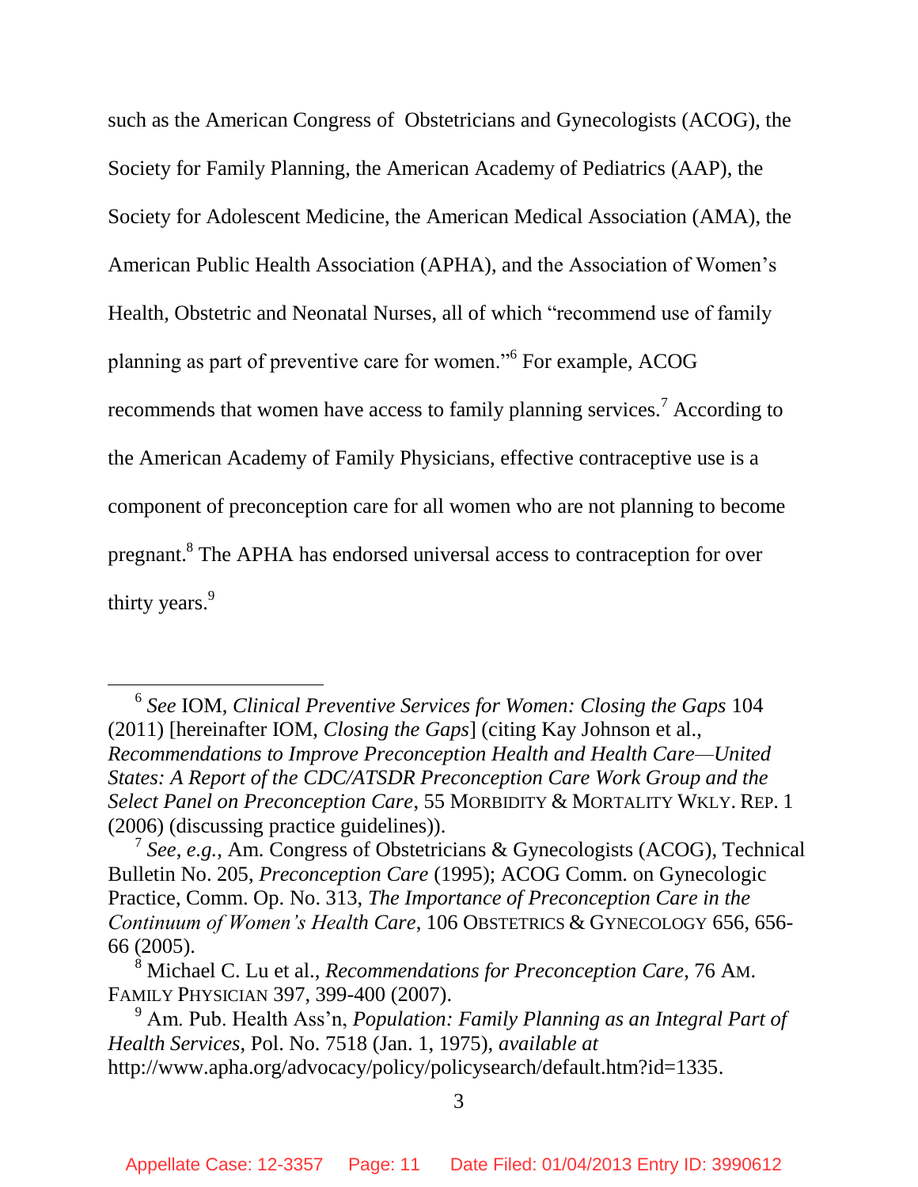such as the American Congress of  Obstetricians and Gynecologists (ACOG), the Society for Family Planning, the American Academy of Pediatrics (AAP), the Society for Adolescent Medicine, the American Medical Association (AMA), the American Public Health Association (APHA), and the Association of Women's Health, Obstetric and Neonatal Nurses, all of which "recommend use of family planning as part of preventive care for women."[6] For example, ACOG recommends that women have access to family planning services.[7] According to the American Academy of Family Physicians, effective contraceptive use is a component of preconception care for all women who are not planning to become pregnant.[8] The APHA has endorsed universal access to contraception for over thirty years.[9]

---

[6] *See* IOM, *Clinical Preventive Services for Women: Closing the Gaps* 104 (2011) [hereinafter IOM, *Closing the Gaps*] (citing Kay Johnson et al., *Recommendations to Improve Preconception Health and Health Care—United States: A Report of the CDC/ATSDR Preconception Care Work Group and the Select Panel on Preconception Care*, 55 MORBIDITY & MORTALITY WKLY. REP. 1 (2006) (discussing practice guidelines)).

[7] *See, e.g.*, Am. Congress of Obstetricians & Gynecologists (ACOG), Technical Bulletin No. 205, *Preconception Care* (1995); ACOG Comm. on Gynecologic Practice, Comm. Op. No. 313, *The Importance of Preconception Care in the Continuum of Women's Health Care*, 106 OBSTETRICS & GYNECOLOGY 656, 656-66 (2005).

[8] Michael C. Lu et al., *Recommendations for Preconception Care*, 76 AM. FAMILY PHYSICIAN 397, 399-400 (2007).

[9] Am. Pub. Health Ass'n, *Population: Family Planning as an Integral Part of Health Services*, Pol. No. 7518 (Jan. 1, 1975), *available at* http://www.apha.org/advocacy/policy/policysearch/default.htm?id=1335.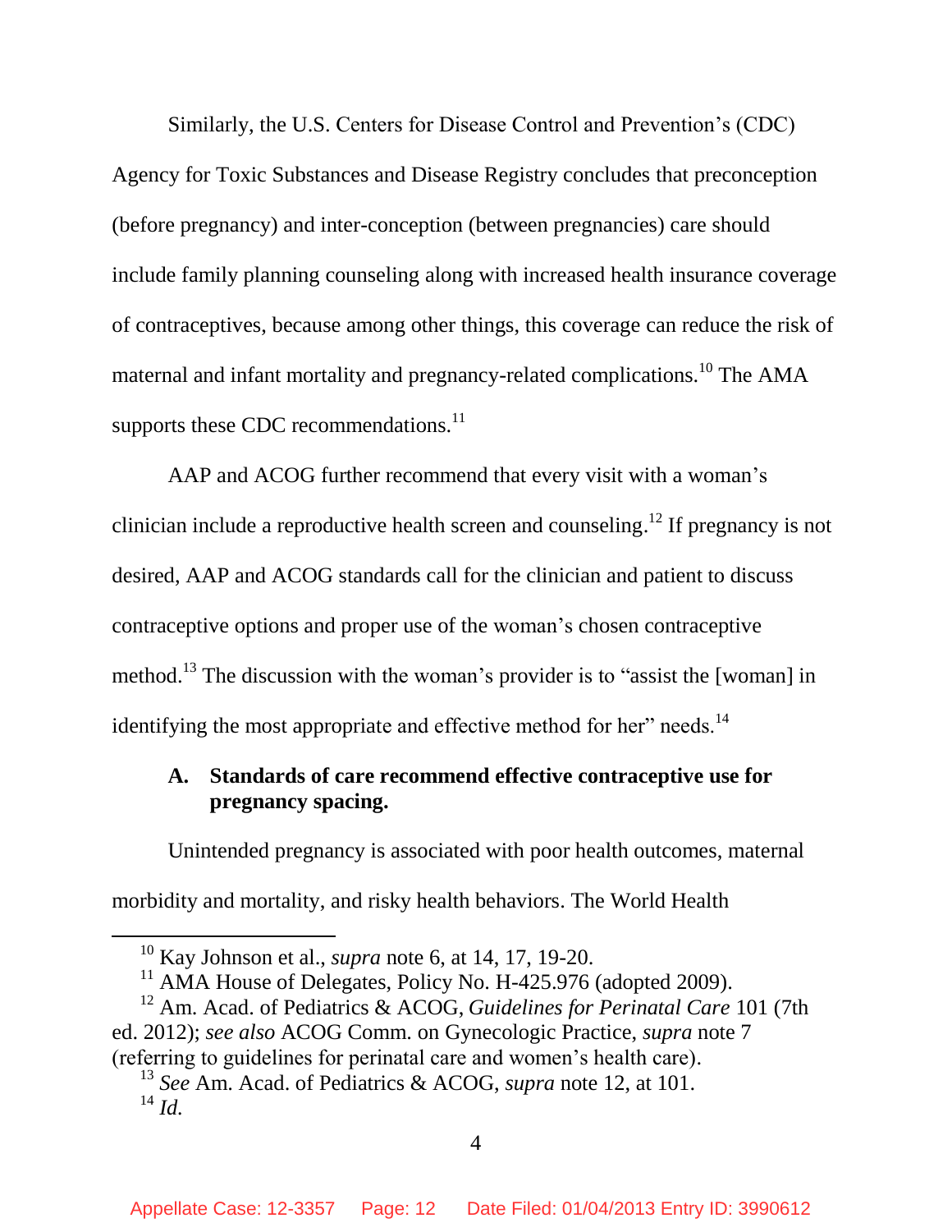Similarly, the U.S. Centers for Disease Control and Prevention's (CDC) Agency for Toxic Substances and Disease Registry concludes that preconception (before pregnancy) and inter-conception (between pregnancies) care should include family planning counseling along with increased health insurance coverage of contraceptives, because among other things, this coverage can reduce the risk of maternal and infant mortality and pregnancy-related complications.[10] The AMA supports these CDC recommendations.[11]

AAP and ACOG further recommend that every visit with a woman's clinician include a reproductive health screen and counseling.[12] If pregnancy is not desired, AAP and ACOG standards call for the clinician and patient to discuss contraceptive options and proper use of the woman's chosen contraceptive method.[13] The discussion with the woman's provider is to "assist the [woman] in identifying the most appropriate and effective method for her" needs.[14]

### A. Standards of care recommend effective contraceptive use for pregnancy spacing.

Unintended pregnancy is associated with poor health outcomes, maternal morbidity and mortality, and risky health behaviors. The World Health

---

[10] Kay Johnson et al., *supra* note 6, at 14, 17, 19-20.

[11] AMA House of Delegates, Policy No. H-425.976 (adopted 2009).

[12] Am. Acad. of Pediatrics & ACOG, *Guidelines for Perinatal Care* 101 (7th ed. 2012); *see also* ACOG Comm. on Gynecologic Practice, *supra* note 7 (referring to guidelines for perinatal care and women's health care).

[13] *See* Am. Acad. of Pediatrics & ACOG, *supra* note 12, at 101.

[14] *Id.*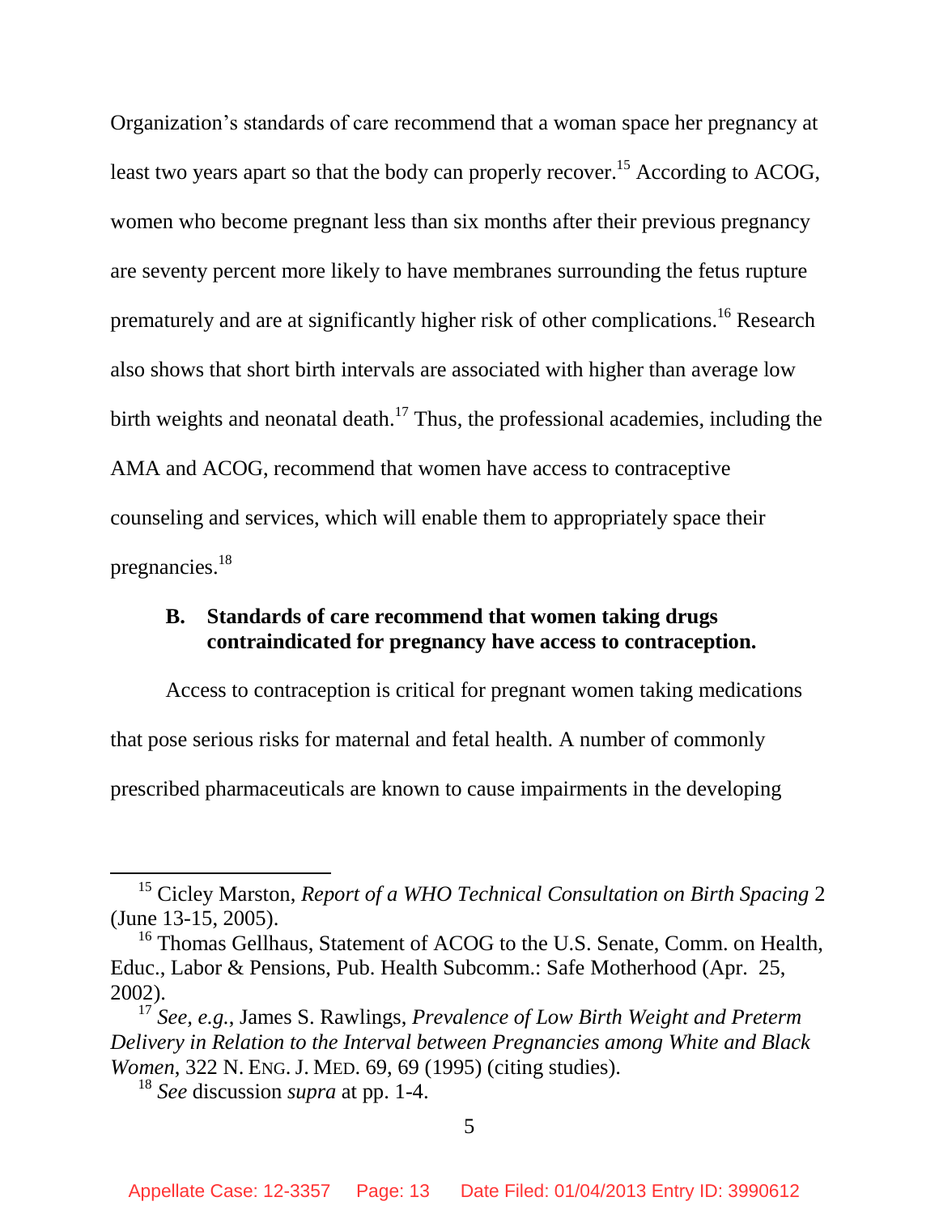Organization's standards of care recommend that a woman space her pregnancy at least two years apart so that the body can properly recover.[15] According to ACOG, women who become pregnant less than six months after their previous pregnancy are seventy percent more likely to have membranes surrounding the fetus rupture prematurely and are at significantly higher risk of other complications.[16] Research also shows that short birth intervals are associated with higher than average low birth weights and neonatal death.[17] Thus, the professional academies, including the AMA and ACOG, recommend that women have access to contraceptive counseling and services, which will enable them to appropriately space their pregnancies.[18]

### B. Standards of care recommend that women taking drugs contraindicated for pregnancy have access to contraception.

Access to contraception is critical for pregnant women taking medications that pose serious risks for maternal and fetal health. A number of commonly prescribed pharmaceuticals are known to cause impairments in the developing

---

[15] Cicley Marston, *Report of a WHO Technical Consultation on Birth Spacing* 2 (June 13-15, 2005).

[16] Thomas Gellhaus, Statement of ACOG to the U.S. Senate, Comm. on Health, Educ., Labor & Pensions, Pub. Health Subcomm.: Safe Motherhood (Apr. 25, 2002).

[17] *See, e.g.*, James S. Rawlings, *Prevalence of Low Birth Weight and Preterm Delivery in Relation to the Interval between Pregnancies among White and Black Women*, 322 N. ENG. J. MED. 69, 69 (1995) (citing studies).

[18] *See* discussion *supra* at pp. 1-4.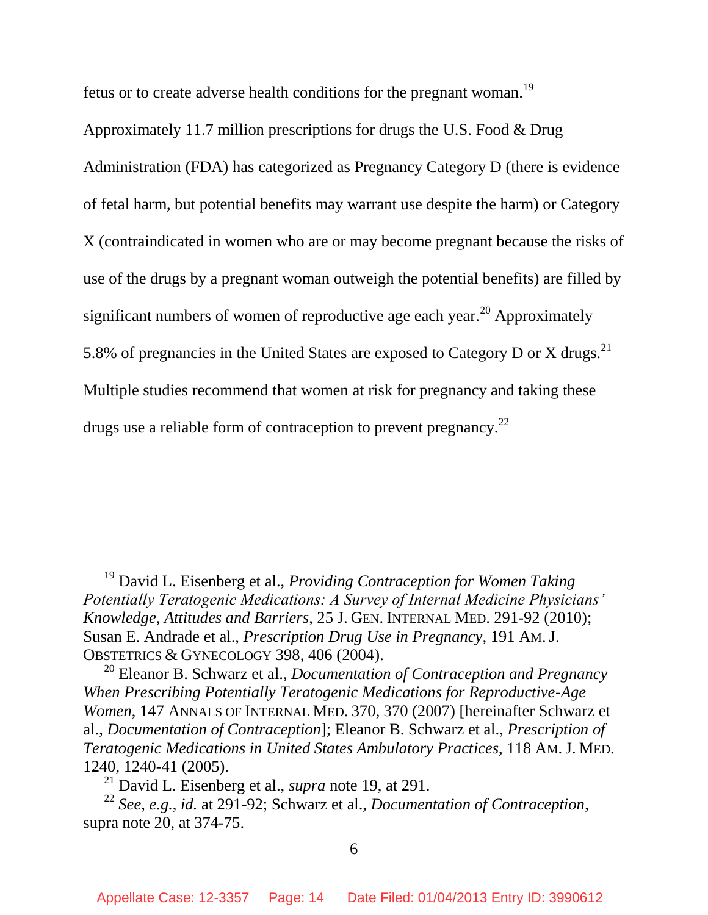fetus or to create adverse health conditions for the pregnant woman.[19] Approximately 11.7 million prescriptions for drugs the U.S. Food & Drug Administration (FDA) has categorized as Pregnancy Category D (there is evidence of fetal harm, but potential benefits may warrant use despite the harm) or Category X (contraindicated in women who are or may become pregnant because the risks of use of the drugs by a pregnant woman outweigh the potential benefits) are filled by significant numbers of women of reproductive age each year.[20] Approximately 5.8% of pregnancies in the United States are exposed to Category D or X drugs.[21] Multiple studies recommend that women at risk for pregnancy and taking these drugs use a reliable form of contraception to prevent pregnancy.[22]

---

[19] David L. Eisenberg et al., *Providing Contraception for Women Taking Potentially Teratogenic Medications: A Survey of Internal Medicine Physicians' Knowledge, Attitudes and Barriers*, 25 J. GEN. INTERNAL MED. 291-92 (2010); Susan E. Andrade et al., *Prescription Drug Use in Pregnancy*, 191 AM. J. OBSTETRICS & GYNECOLOGY 398, 406 (2004).

[20] Eleanor B. Schwarz et al., *Documentation of Contraception and Pregnancy When Prescribing Potentially Teratogenic Medications for Reproductive-Age Women*, 147 ANNALS OF INTERNAL MED. 370, 370 (2007) [hereinafter Schwarz et al., *Documentation of Contraception*]; Eleanor B. Schwarz et al., *Prescription of Teratogenic Medications in United States Ambulatory Practices*, 118 AM. J. MED. 1240, 1240-41 (2005).

[21] David L. Eisenberg et al., *supra* note 19, at 291.

[22] *See, e.g.*, *id.* at 291-92; Schwarz et al., *Documentation of Contraception*, supra note 20, at 374-75.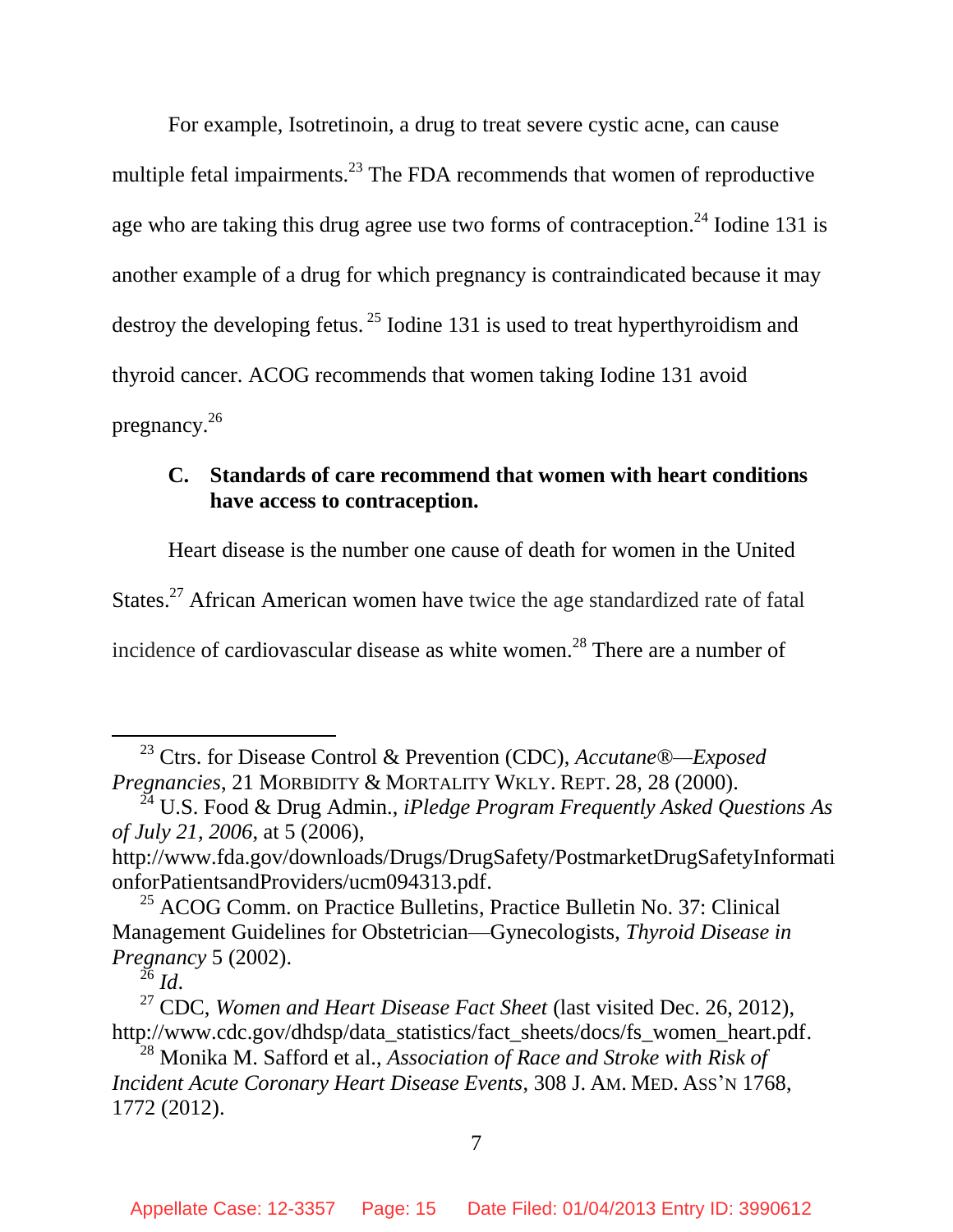For example, Isotretinoin, a drug to treat severe cystic acne, can cause multiple fetal impairments.[23] The FDA recommends that women of reproductive age who are taking this drug agree use two forms of contraception.[24] Iodine 131 is another example of a drug for which pregnancy is contraindicated because it may destroy the developing fetus.[25] Iodine 131 is used to treat hyperthyroidism and thyroid cancer. ACOG recommends that women taking Iodine 131 avoid pregnancy.[26]

### C. Standards of care recommend that women with heart conditions have access to contraception.

Heart disease is the number one cause of death for women in the United States.[27] African American women have twice the age standardized rate of fatal incidence of cardiovascular disease as white women.[28] There are a number of

---

[23] Ctrs. for Disease Control & Prevention (CDC), *Accutane®—Exposed Pregnancies*, 21 MORBIDITY & MORTALITY WKLY. REPT. 28, 28 (2000).

[24] U.S. Food & Drug Admin., *iPledge Program Frequently Asked Questions As of July 21, 2006*, at 5 (2006), http://www.fda.gov/downloads/Drugs/DrugSafety/PostmarketDrugSafetyInformationforPatientsandProviders/ucm094313.pdf.

[25] ACOG Comm. on Practice Bulletins, Practice Bulletin No. 37: Clinical Management Guidelines for Obstetrician—Gynecologists, *Thyroid Disease in Pregnancy* 5 (2002).

[26] *Id*.

[27] CDC, *Women and Heart Disease Fact Sheet* (last visited Dec. 26, 2012), http://www.cdc.gov/dhdsp/data_statistics/fact_sheets/docs/fs_women_heart.pdf.

[28] Monika M. Safford et al., *Association of Race and Stroke with Risk of Incident Acute Coronary Heart Disease Events*, 308 J. AM. MED. ASS'N 1768, 1772 (2012).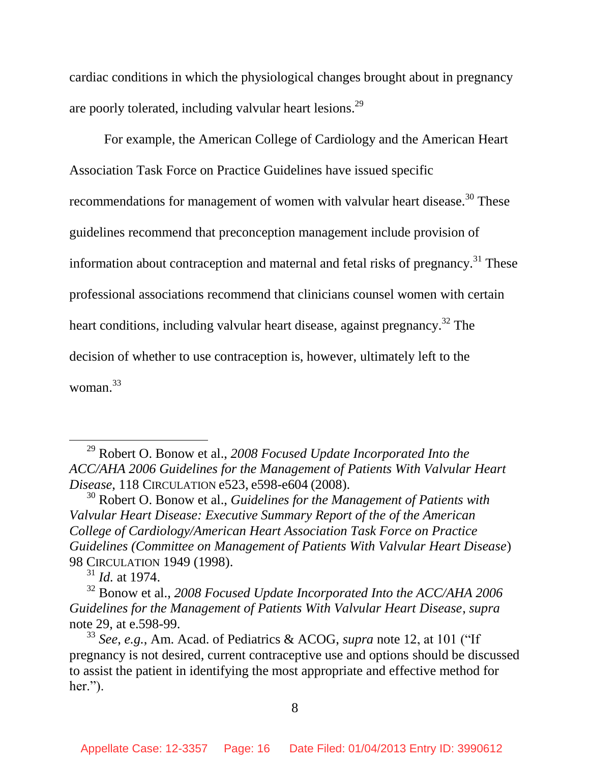cardiac conditions in which the physiological changes brought about in pregnancy are poorly tolerated, including valvular heart lesions.[29]

For example, the American College of Cardiology and the American Heart Association Task Force on Practice Guidelines have issued specific recommendations for management of women with valvular heart disease.[30] These guidelines recommend that preconception management include provision of information about contraception and maternal and fetal risks of pregnancy.[31] These professional associations recommend that clinicians counsel women with certain heart conditions, including valvular heart disease, against pregnancy.[32] The decision of whether to use contraception is, however, ultimately left to the woman.[33]

---

[29] Robert O. Bonow et al., *2008 Focused Update Incorporated Into the ACC/AHA 2006 Guidelines for the Management of Patients With Valvular Heart Disease*, 118 CIRCULATION e523, e598-e604 (2008).

[30] Robert O. Bonow et al., *Guidelines for the Management of Patients with Valvular Heart Disease: Executive Summary Report of the of the American College of Cardiology/American Heart Association Task Force on Practice Guidelines (Committee on Management of Patients With Valvular Heart Disease*) 98 CIRCULATION 1949 (1998).

[31] *Id.* at 1974.

[32] Bonow et al., *2008 Focused Update Incorporated Into the ACC/AHA 2006 Guidelines for the Management of Patients With Valvular Heart Disease*, *supra* note 29, at e.598-99.

[33] *See, e.g.*, Am. Acad. of Pediatrics & ACOG, *supra* note 12, at 101 ("If pregnancy is not desired, current contraceptive use and options should be discussed to assist the patient in identifying the most appropriate and effective method for her.").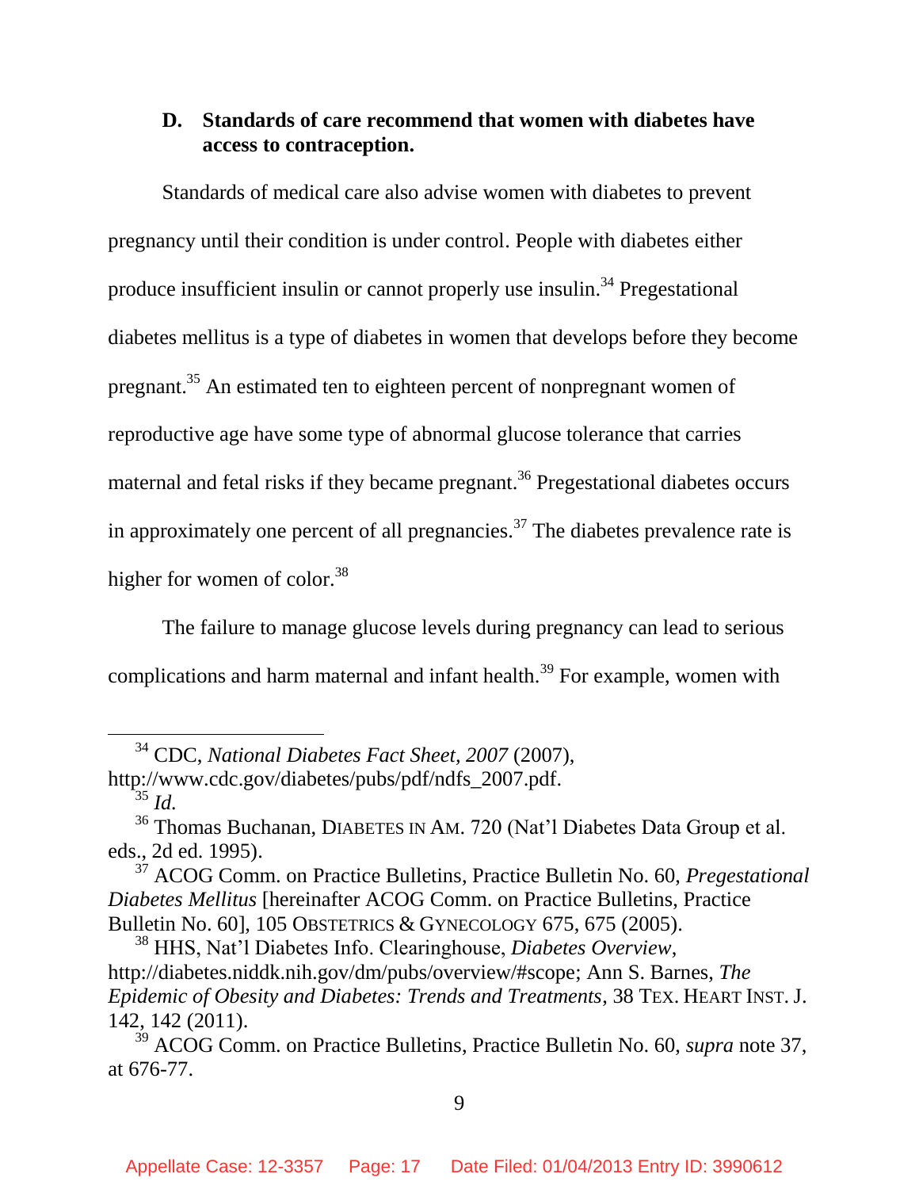### D. Standards of care recommend that women with diabetes have access to contraception.

Standards of medical care also advise women with diabetes to prevent pregnancy until their condition is under control. People with diabetes either produce insufficient insulin or cannot properly use insulin.[34] Pregestational diabetes mellitus is a type of diabetes in women that develops before they become pregnant.[35] An estimated ten to eighteen percent of nonpregnant women of reproductive age have some type of abnormal glucose tolerance that carries maternal and fetal risks if they became pregnant.[36] Pregestational diabetes occurs in approximately one percent of all pregnancies.[37] The diabetes prevalence rate is higher for women of color.[38]

The failure to manage glucose levels during pregnancy can lead to serious complications and harm maternal and infant health.[39] For example, women with

---

[34] CDC, *National Diabetes Fact Sheet*, *2007* (2007), http://www.cdc.gov/diabetes/pubs/pdf/ndfs_2007.pdf.

[35] *Id.*

[36] Thomas Buchanan, DIABETES IN AM. 720 (Nat'l Diabetes Data Group et al. eds., 2d ed. 1995).

[37] ACOG Comm. on Practice Bulletins, Practice Bulletin No. 60, *Pregestational Diabetes Mellitus* [hereinafter ACOG Comm. on Practice Bulletins, Practice Bulletin No. 60], 105 OBSTETRICS & GYNECOLOGY 675, 675 (2005).

[38] HHS, Nat'l Diabetes Info. Clearinghouse, *Diabetes Overview*, http://diabetes.niddk.nih.gov/dm/pubs/overview/#scope; Ann S. Barnes, *The Epidemic of Obesity and Diabetes: Trends and Treatments*, 38 TEX. HEART INST. J. 142, 142 (2011).

[39] ACOG Comm. on Practice Bulletins, Practice Bulletin No. 60, *supra* note 37, at 676-77.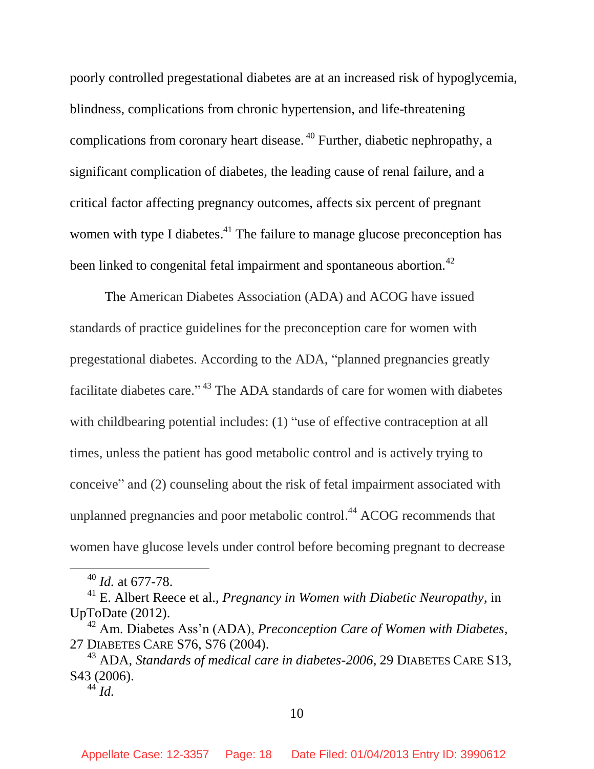poorly controlled pregestational diabetes are at an increased risk of hypoglycemia, blindness, complications from chronic hypertension, and life-threatening complications from coronary heart disease.[40] Further, diabetic nephropathy, a significant complication of diabetes, the leading cause of renal failure, and a critical factor affecting pregnancy outcomes, affects six percent of pregnant women with type I diabetes.[41] The failure to manage glucose preconception has been linked to congenital fetal impairment and spontaneous abortion.[42]

The American Diabetes Association (ADA) and ACOG have issued standards of practice guidelines for the preconception care for women with pregestational diabetes. According to the ADA, "planned pregnancies greatly facilitate diabetes care."[43] The ADA standards of care for women with diabetes with childbearing potential includes: (1) "use of effective contraception at all times, unless the patient has good metabolic control and is actively trying to conceive" and (2) counseling about the risk of fetal impairment associated with unplanned pregnancies and poor metabolic control.[44] ACOG recommends that women have glucose levels under control before becoming pregnant to decrease

---

[40] *Id.* at 677-78.

[41] E. Albert Reece et al., *Pregnancy in Women with Diabetic Neuropathy*, in UpToDate (2012).

[42] Am. Diabetes Ass'n (ADA), *Preconception Care of Women with Diabetes*, 27 DIABETES CARE S76, S76 (2004).

[43] ADA, *Standards of medical care in diabetes-2006*, 29 DIABETES CARE S13, S43 (2006).

[44] *Id.*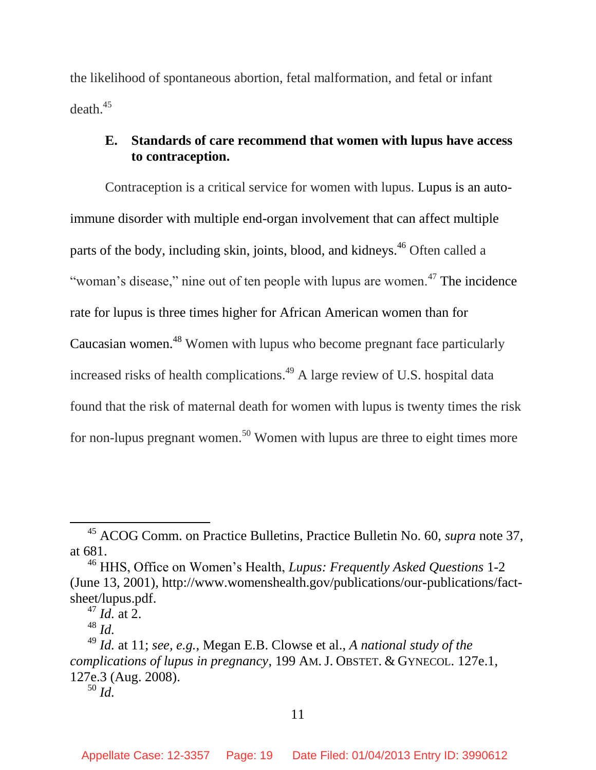the likelihood of spontaneous abortion, fetal malformation, and fetal or infant death.[45]

### E. Standards of care recommend that women with lupus have access to contraception.

Contraception is a critical service for women with lupus. Lupus is an auto-immune disorder with multiple end-organ involvement that can affect multiple parts of the body, including skin, joints, blood, and kidneys.[46] Often called a "woman's disease," nine out of ten people with lupus are women.[47] The incidence rate for lupus is three times higher for African American women than for Caucasian women.[48] Women with lupus who become pregnant face particularly increased risks of health complications.[49] A large review of U.S. hospital data found that the risk of maternal death for women with lupus is twenty times the risk for non-lupus pregnant women.[50] Women with lupus are three to eight times more

---

[45] ACOG Comm. on Practice Bulletins, Practice Bulletin No. 60, *supra* note 37, at 681.

[46] HHS, Office on Women's Health, *Lupus: Frequently Asked Questions* 1-2 (June 13, 2001), http://www.womenshealth.gov/publications/our-publications/fact-sheet/lupus.pdf.

[47] *Id.* at 2.

[48] *Id.*

[49] *Id.* at 11; *see, e.g.*, Megan E.B. Clowse et al., *A national study of the complications of lupus in pregnancy*, 199 AM. J. OBSTET. & GYNECOL. 127e.1, 127e.3 (Aug. 2008).

[50] *Id.*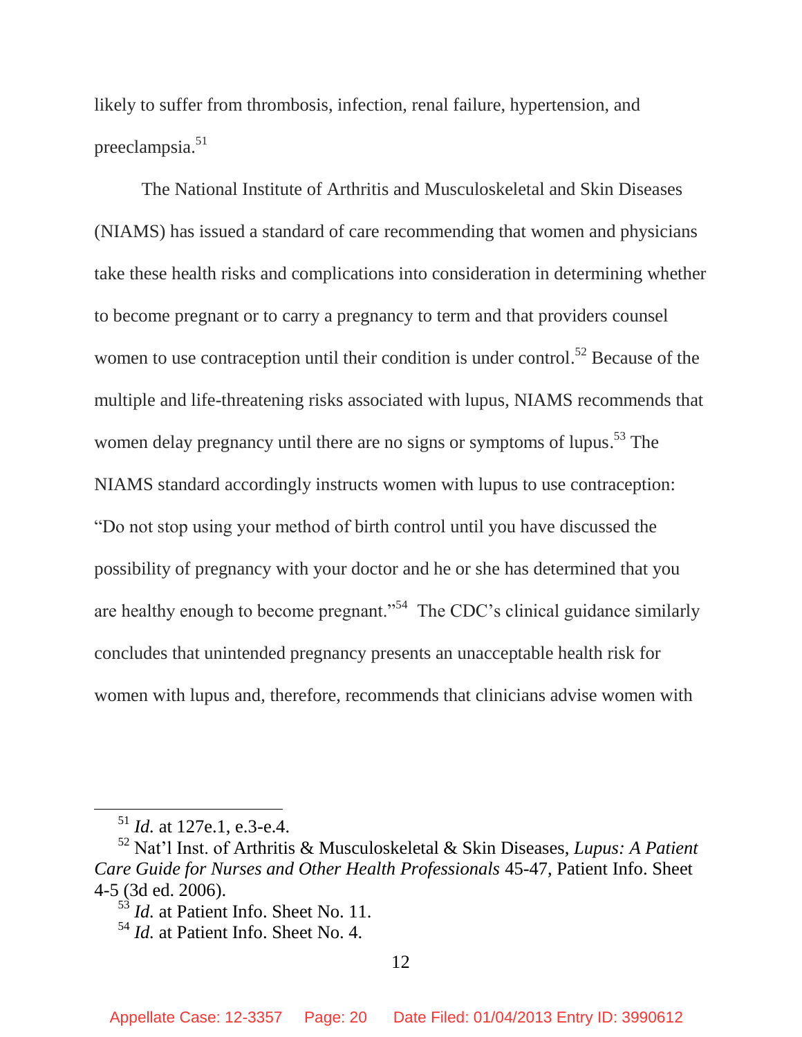likely to suffer from thrombosis, infection, renal failure, hypertension, and preeclampsia.[51]

The National Institute of Arthritis and Musculoskeletal and Skin Diseases (NIAMS) has issued a standard of care recommending that women and physicians take these health risks and complications into consideration in determining whether to become pregnant or to carry a pregnancy to term and that providers counsel women to use contraception until their condition is under control.[52] Because of the multiple and life-threatening risks associated with lupus, NIAMS recommends that women delay pregnancy until there are no signs or symptoms of lupus.[53] The NIAMS standard accordingly instructs women with lupus to use contraception: "Do not stop using your method of birth control until you have discussed the possibility of pregnancy with your doctor and he or she has determined that you are healthy enough to become pregnant."[54] The CDC's clinical guidance similarly concludes that unintended pregnancy presents an unacceptable health risk for women with lupus and, therefore, recommends that clinicians advise women with

---

[51] *Id.* at 127e.1, e.3-e.4.

[52] Nat'l Inst. of Arthritis & Musculoskeletal & Skin Diseases, *Lupus: A Patient Care Guide for Nurses and Other Health Professionals* 45-47, Patient Info. Sheet 4-5 (3d ed. 2006).

[53] *Id.* at Patient Info. Sheet No. 11.

[54] *Id.* at Patient Info. Sheet No. 4.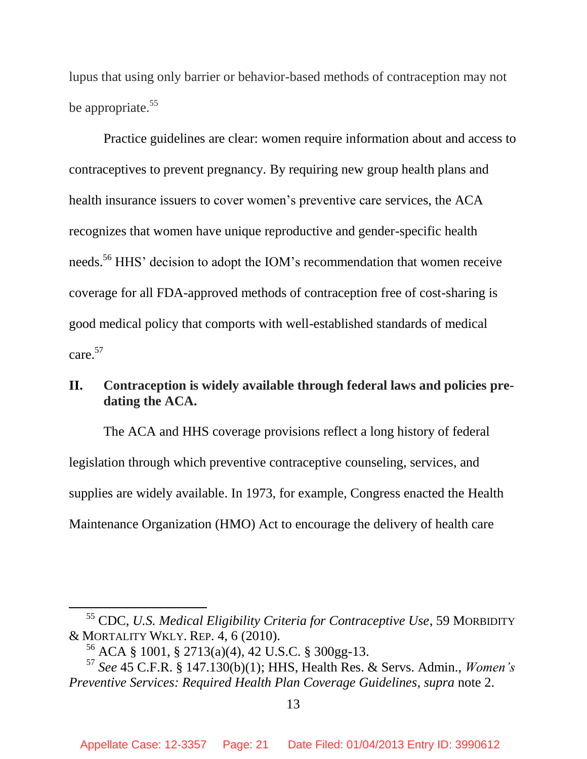lupus that using only barrier or behavior-based methods of contraception may not be appropriate.[55]

Practice guidelines are clear: women require information about and access to contraceptives to prevent pregnancy. By requiring new group health plans and health insurance issuers to cover women's preventive care services, the ACA recognizes that women have unique reproductive and gender-specific health needs.[56] HHS' decision to adopt the IOM's recommendation that women receive coverage for all FDA-approved methods of contraception free of cost-sharing is good medical policy that comports with well-established standards of medical care.[57]

## II. Contraception is widely available through federal laws and policies pre-dating the ACA.

The ACA and HHS coverage provisions reflect a long history of federal legislation through which preventive contraceptive counseling, services, and supplies are widely available. In 1973, for example, Congress enacted the Health Maintenance Organization (HMO) Act to encourage the delivery of health care

---

[55] CDC, *U.S. Medical Eligibility Criteria for Contraceptive Use*, 59 MORBIDITY & MORTALITY WKLY. REP. 4, 6 (2010).

[56] ACA § 1001, § 2713(a)(4), 42 U.S.C. § 300gg-13.

[57] *See* 45 C.F.R. § 147.130(b)(1); HHS, Health Res. & Servs. Admin., *Women's Preventive Services: Required Health Plan Coverage Guidelines*, *supra* note 2.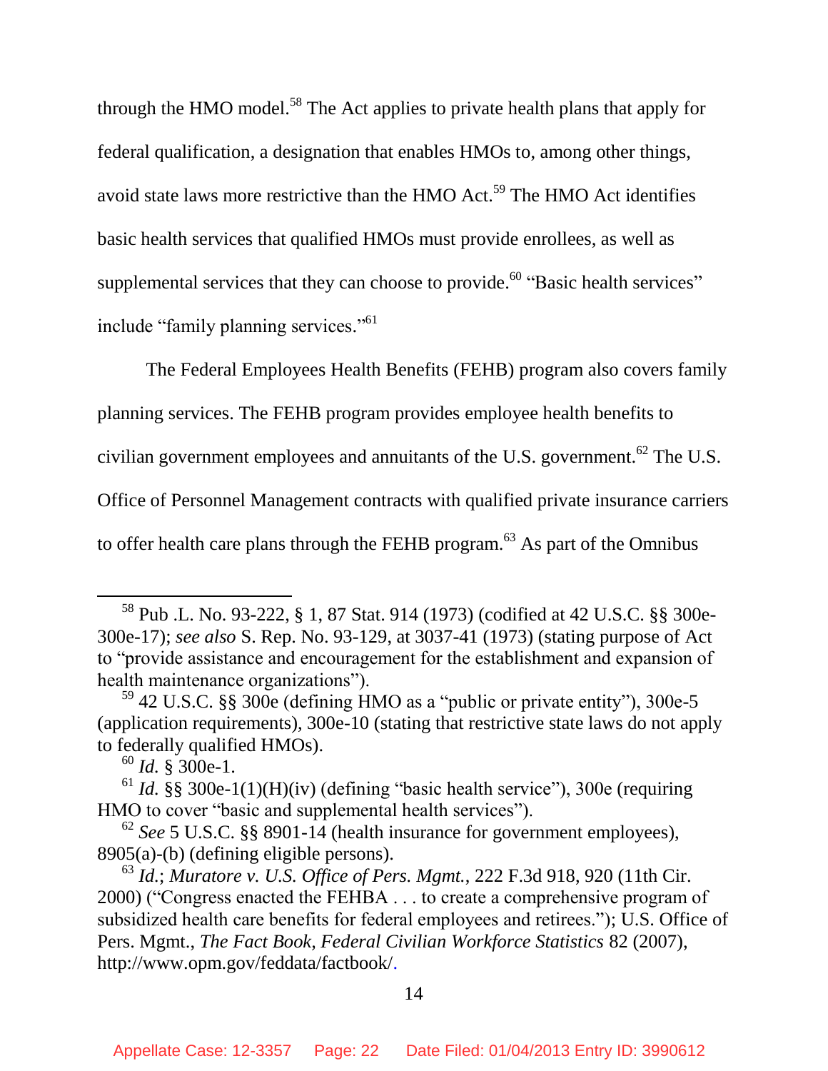through the HMO model.[58] The Act applies to private health plans that apply for federal qualification, a designation that enables HMOs to, among other things, avoid state laws more restrictive than the HMO Act.[59] The HMO Act identifies basic health services that qualified HMOs must provide enrollees, as well as supplemental services that they can choose to provide.[60] "Basic health services" include "family planning services."[61]

The Federal Employees Health Benefits (FEHB) program also covers family planning services. The FEHB program provides employee health benefits to civilian government employees and annuitants of the U.S. government.[62] The U.S. Office of Personnel Management contracts with qualified private insurance carriers to offer health care plans through the FEHB program.[63] As part of the Omnibus

---

[58] Pub .L. No. 93-222, § 1, 87 Stat. 914 (1973) (codified at 42 U.S.C. §§ 300e-300e-17); *see also* S. Rep. No. 93-129, at 3037-41 (1973) (stating purpose of Act to "provide assistance and encouragement for the establishment and expansion of health maintenance organizations").

[59] 42 U.S.C. §§ 300e (defining HMO as a "public or private entity"), 300e-5 (application requirements), 300e-10 (stating that restrictive state laws do not apply to federally qualified HMOs).

[60] *Id.* § 300e-1.

[61] *Id.* §§ 300e-1(1)(H)(iv) (defining "basic health service"), 300e (requiring HMO to cover "basic and supplemental health services").

[62] *See* 5 U.S.C. §§ 8901-14 (health insurance for government employees), 8905(a)-(b) (defining eligible persons).

[63] *Id.*; *Muratore v. U.S. Office of Pers. Mgmt.*, 222 F.3d 918, 920 (11th Cir. 2000) ("Congress enacted the FEHBA . . . to create a comprehensive program of subsidized health care benefits for federal employees and retirees."); U.S. Office of Pers. Mgmt., *The Fact Book, Federal Civilian Workforce Statistics* 82 (2007), http://www.opm.gov/feddata/factbook/.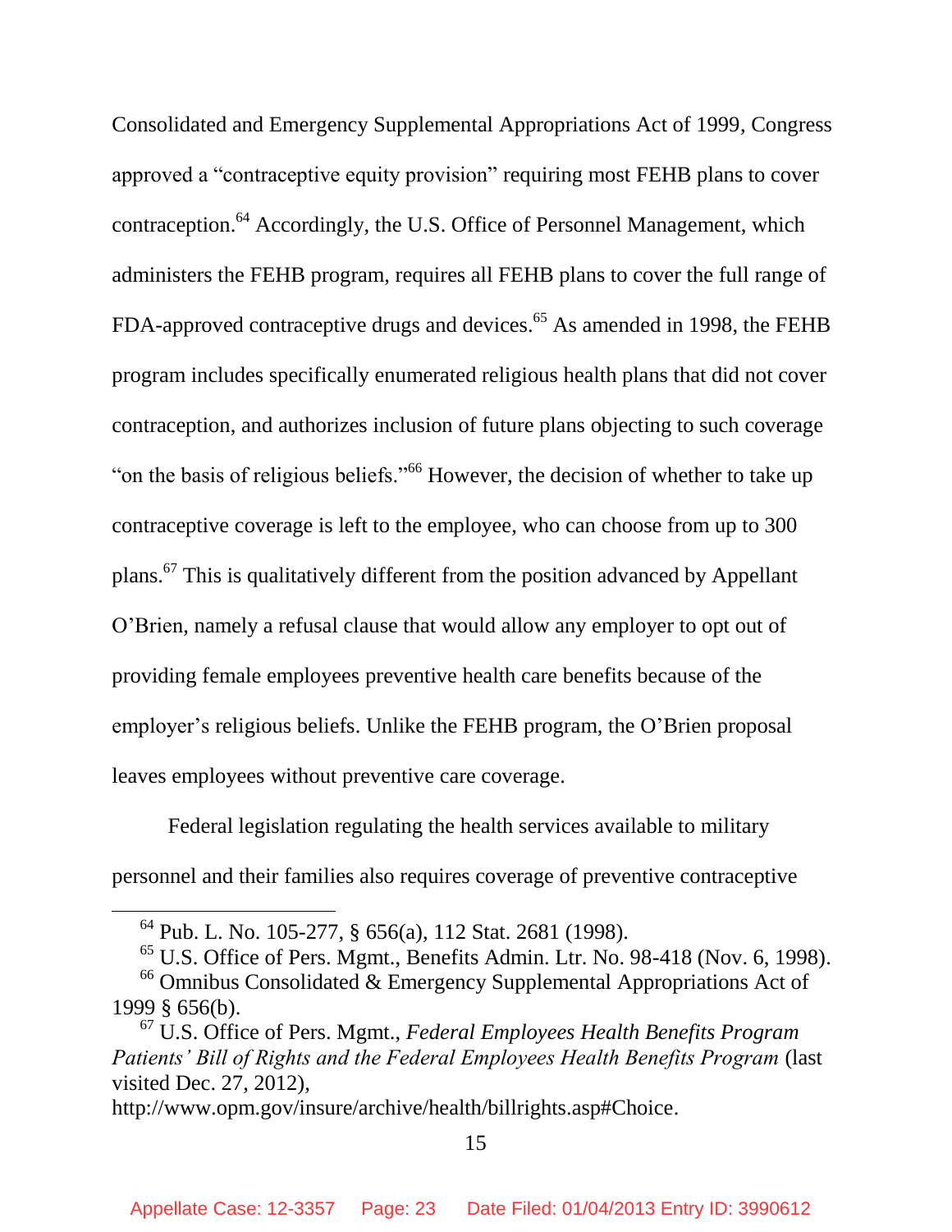Consolidated and Emergency Supplemental Appropriations Act of 1999, Congress approved a "contraceptive equity provision" requiring most FEHB plans to cover contraception.[64] Accordingly, the U.S. Office of Personnel Management, which administers the FEHB program, requires all FEHB plans to cover the full range of FDA-approved contraceptive drugs and devices.[65] As amended in 1998, the FEHB program includes specifically enumerated religious health plans that did not cover contraception, and authorizes inclusion of future plans objecting to such coverage "on the basis of religious beliefs."[66] However, the decision of whether to take up contraceptive coverage is left to the employee, who can choose from up to 300 plans.[67] This is qualitatively different from the position advanced by Appellant O'Brien, namely a refusal clause that would allow any employer to opt out of providing female employees preventive health care benefits because of the employer's religious beliefs. Unlike the FEHB program, the O'Brien proposal leaves employees without preventive care coverage.

Federal legislation regulating the health services available to military personnel and their families also requires coverage of preventive contraceptive

---

[64] Pub. L. No. 105-277, § 656(a), 112 Stat. 2681 (1998).

[65] U.S. Office of Pers. Mgmt., Benefits Admin. Ltr. No. 98-418 (Nov. 6, 1998).

[66] Omnibus Consolidated & Emergency Supplemental Appropriations Act of 1999 § 656(b).

[67] U.S. Office of Pers. Mgmt., *Federal Employees Health Benefits Program Patients' Bill of Rights and the Federal Employees Health Benefits Program* (last visited Dec. 27, 2012), http://www.opm.gov/insure/archive/health/billrights.asp#Choice.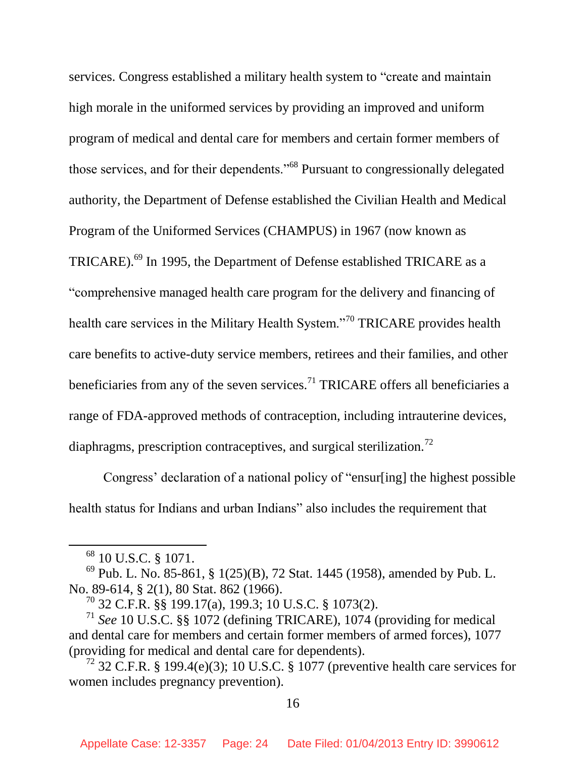services. Congress established a military health system to "create and maintain high morale in the uniformed services by providing an improved and uniform program of medical and dental care for members and certain former members of those services, and for their dependents."[68] Pursuant to congressionally delegated authority, the Department of Defense established the Civilian Health and Medical Program of the Uniformed Services (CHAMPUS) in 1967 (now known as TRICARE).[69] In 1995, the Department of Defense established TRICARE as a "comprehensive managed health care program for the delivery and financing of health care services in the Military Health System."[70] TRICARE provides health care benefits to active-duty service members, retirees and their families, and other beneficiaries from any of the seven services.[71] TRICARE offers all beneficiaries a range of FDA-approved methods of contraception, including intrauterine devices, diaphragms, prescription contraceptives, and surgical sterilization.[72]

Congress' declaration of a national policy of "ensur[ing] the highest possible health status for Indians and urban Indians" also includes the requirement that

---

[68] 10 U.S.C. § 1071.

[69] Pub. L. No. 85-861, § 1(25)(B), 72 Stat. 1445 (1958), amended by Pub. L. No. 89-614, § 2(1), 80 Stat. 862 (1966).

[70] 32 C.F.R. §§ 199.17(a), 199.3; 10 U.S.C. § 1073(2).

[71] *See* 10 U.S.C. §§ 1072 (defining TRICARE), 1074 (providing for medical and dental care for members and certain former members of armed forces), 1077 (providing for medical and dental care for dependents).

[72] 32 C.F.R. § 199.4(e)(3); 10 U.S.C. § 1077 (preventive health care services for women includes pregnancy prevention).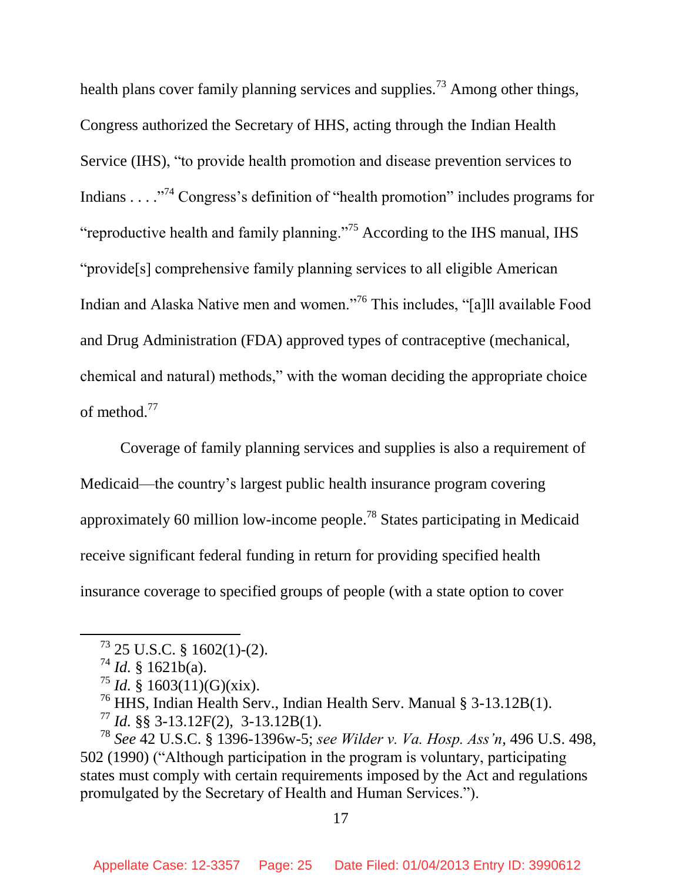health plans cover family planning services and supplies.[73] Among other things, Congress authorized the Secretary of HHS, acting through the Indian Health Service (IHS), "to provide health promotion and disease prevention services to Indians . . . ."[74] Congress's definition of "health promotion" includes programs for "reproductive health and family planning."[75] According to the IHS manual, IHS "provide[s] comprehensive family planning services to all eligible American Indian and Alaska Native men and women."[76] This includes, "[a]ll available Food and Drug Administration (FDA) approved types of contraceptive (mechanical, chemical and natural) methods," with the woman deciding the appropriate choice of method.[77]

Coverage of family planning services and supplies is also a requirement of Medicaid—the country's largest public health insurance program covering approximately 60 million low-income people.[78] States participating in Medicaid receive significant federal funding in return for providing specified health insurance coverage to specified groups of people (with a state option to cover

---

[73] 25 U.S.C. § 1602(1)-(2).

[74] *Id.* § 1621b(a).

[75] *Id.* § 1603(11)(G)(xix).

[76] HHS, Indian Health Serv., Indian Health Serv. Manual § 3-13.12B(1).

[77] *Id.* §§ 3-13.12F(2), 3-13.12B(1).

[78] *See* 42 U.S.C. § 1396-1396w-5; *see Wilder v. Va. Hosp. Ass'n*, 496 U.S. 498, 502 (1990) ("Although participation in the program is voluntary, participating states must comply with certain requirements imposed by the Act and regulations promulgated by the Secretary of Health and Human Services.").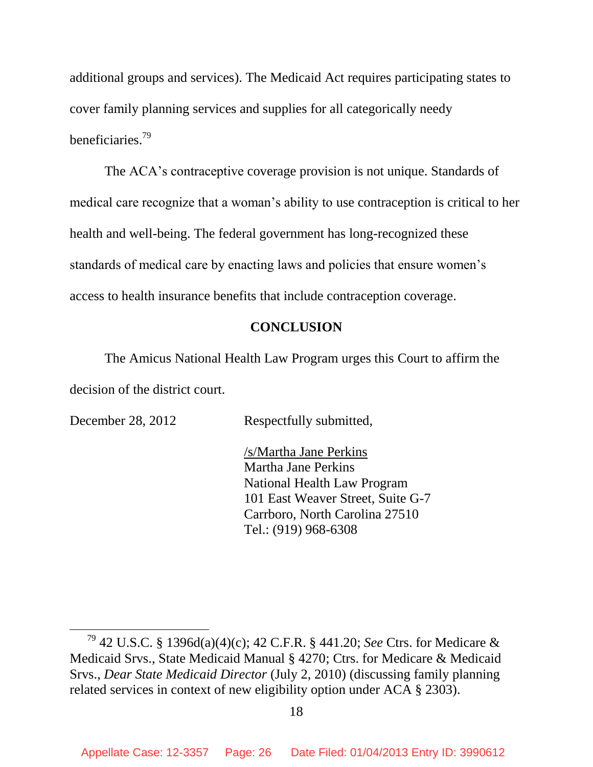additional groups and services). The Medicaid Act requires participating states to cover family planning services and supplies for all categorically needy beneficiaries.[79]

The ACA's contraceptive coverage provision is not unique. Standards of medical care recognize that a woman's ability to use contraception is critical to her health and well-being. The federal government has long-recognized these standards of medical care by enacting laws and policies that ensure women's access to health insurance benefits that include contraception coverage.

## CONCLUSION

The Amicus National Health Law Program urges this Court to affirm the decision of the district court.

December 28, 2012 Respectfully submitted,

/s/Martha Jane Perkins
Martha Jane Perkins
National Health Law Program
101 East Weaver Street, Suite G-7
Carrboro, North Carolina 27510
Tel.: (919) 968-6308

---

[79] 42 U.S.C. § 1396d(a)(4)(c); 42 C.F.R. § 441.20; *See* Ctrs. for Medicare & Medicaid Srvs., State Medicaid Manual § 4270; Ctrs. for Medicare & Medicaid Srvs., *Dear State Medicaid Director* (July 2, 2010) (discussing family planning related services in context of new eligibility option under ACA § 2303).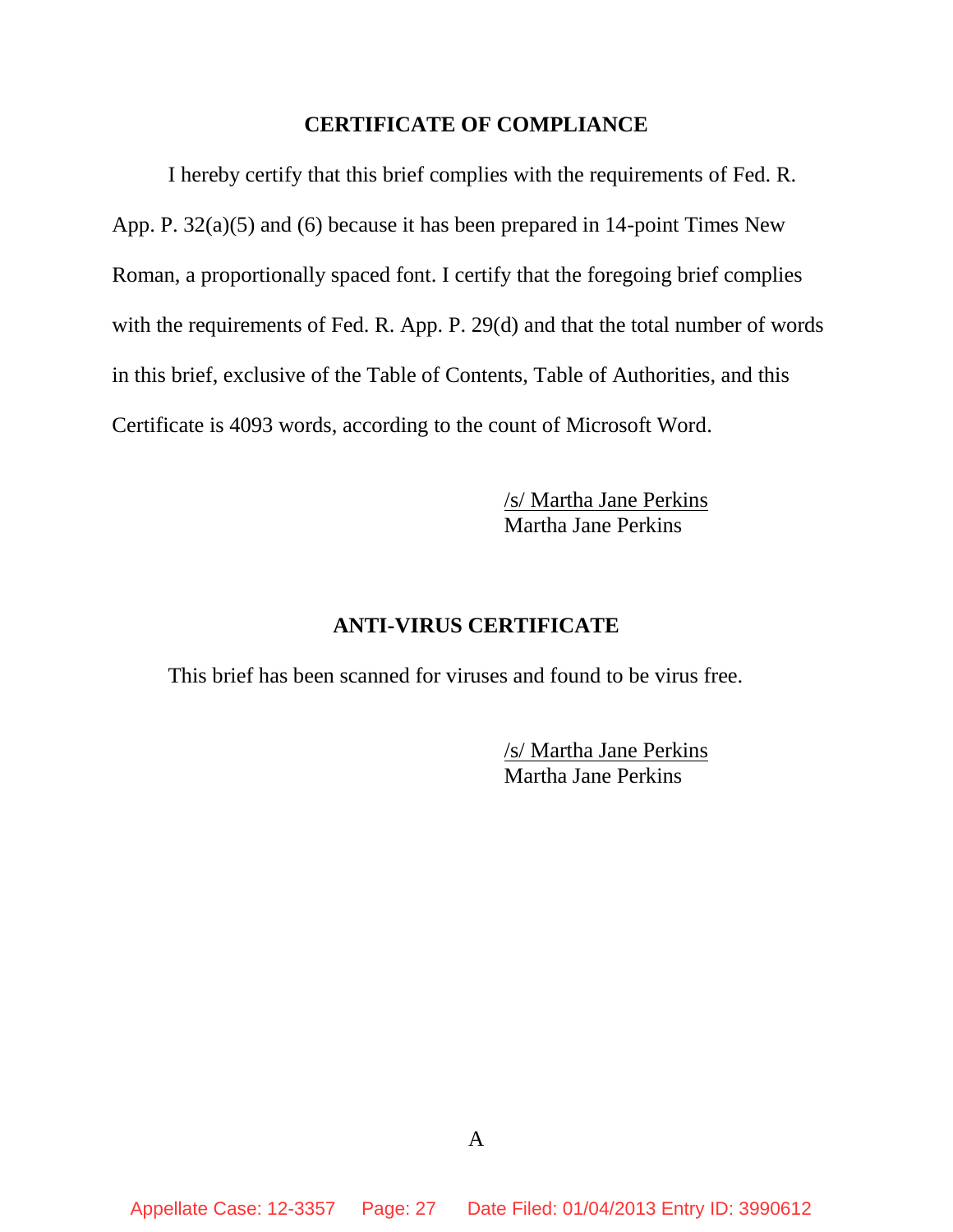## CERTIFICATE OF COMPLIANCE

I hereby certify that this brief complies with the requirements of Fed. R. App. P. 32(a)(5) and (6) because it has been prepared in 14-point Times New Roman, a proportionally spaced font. I certify that the foregoing brief complies with the requirements of Fed. R. App. P. 29(d) and that the total number of words in this brief, exclusive of the Table of Contents, Table of Authorities, and this Certificate is 4093 words, according to the count of Microsoft Word.

/s/ Martha Jane Perkins
Martha Jane Perkins

## ANTI-VIRUS CERTIFICATE

This brief has been scanned for viruses and found to be virus free.

/s/ Martha Jane Perkins
Martha Jane Perkins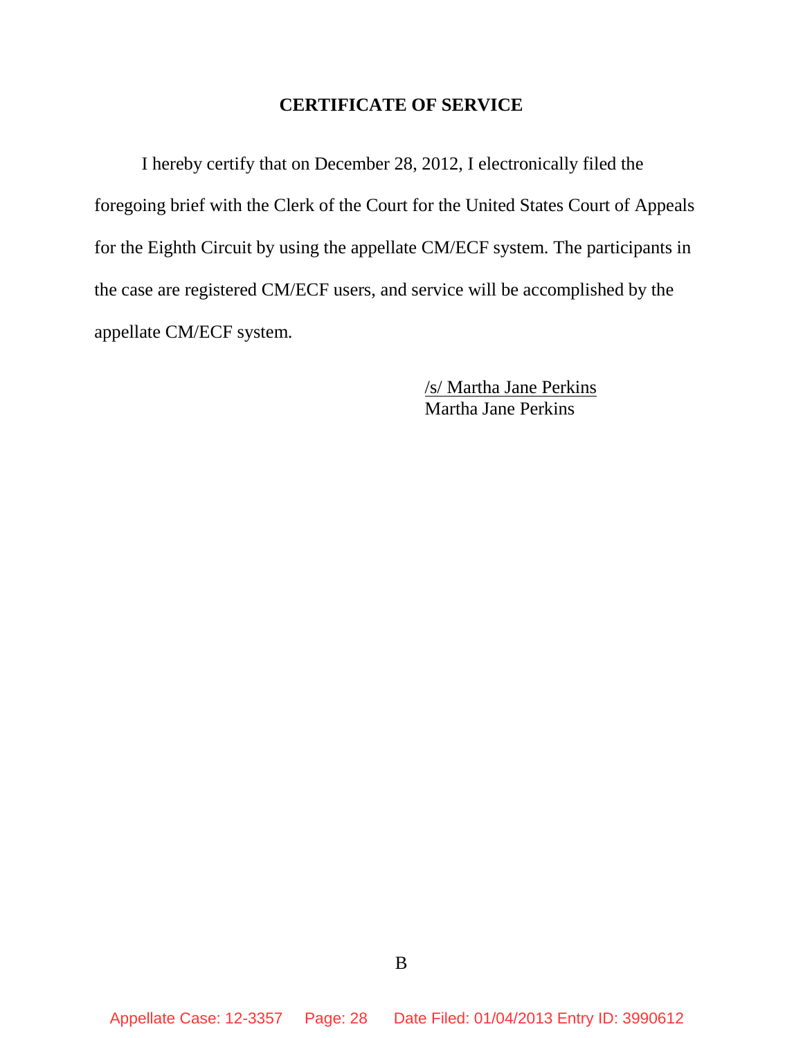## CERTIFICATE OF SERVICE

I hereby certify that on December 28, 2012, I electronically filed the foregoing brief with the Clerk of the Court for the United States Court of Appeals for the Eighth Circuit by using the appellate CM/ECF system. The participants in the case are registered CM/ECF users, and service will be accomplished by the appellate CM/ECF system.

/s/ Martha Jane Perkins
Martha Jane Perkins